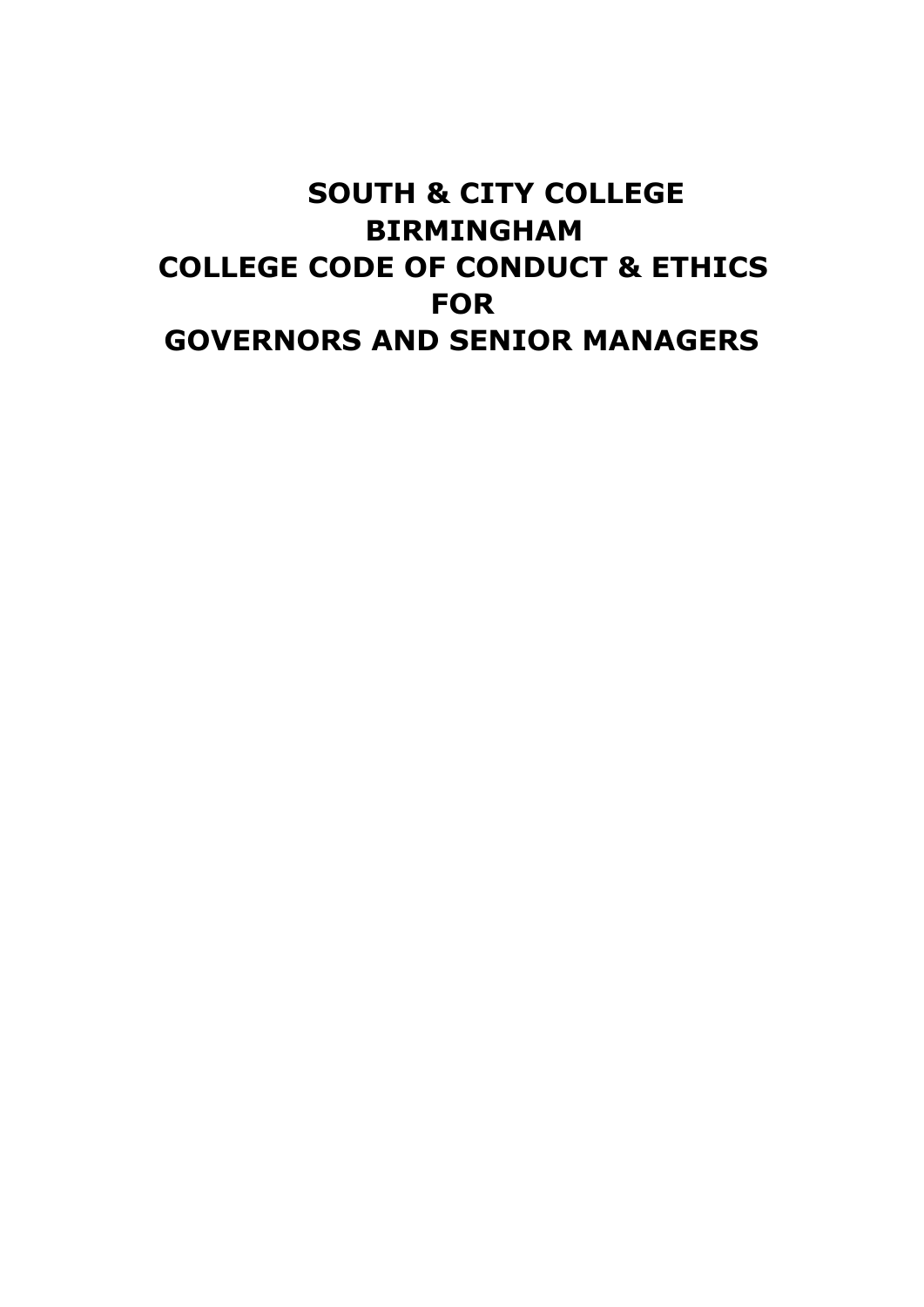# SOUTH & CITY COLLEGE BIRMINGHAM

# COLLEGE CODE OF CONDUCT & ETHICS FOR GOVERNORS AND SENIOR MANAGERS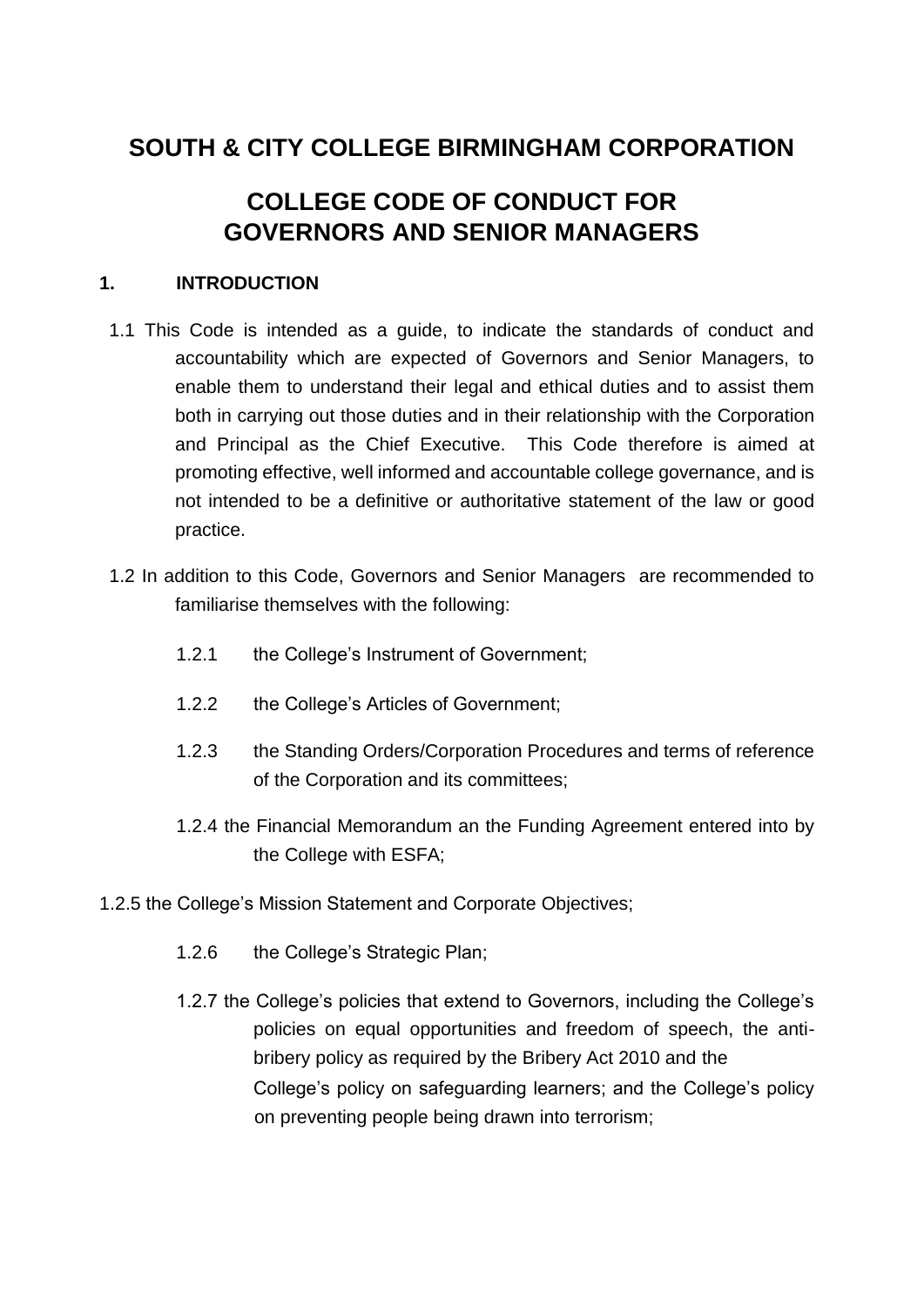# SOUTH & CITY COLLEGE BIRMINGHAM CORPORATION

# COLLEGE CODE OF CONDUCT FOR GOVERNORS AND SENIOR MANAGERS

## 1. INTRODUCTION

1.1 This Code is intended as a guide, to indicate the standards of conduct and accountability which are expected of Governors and Senior Managers, to enable them to understand their legal and ethical duties and to assist them both in carrying out those duties and in their relationship with the Corporation and Principal as the Chief Executive. This Code therefore is aimed at promoting effective, well informed and accountable college governance, and is not intended to be a definitive or authoritative statement of the law or good practice.

1.2 In addition to this Code, Governors and Senior Managers are recommended to familiarise themselves with the following:

1.2.1 the College's Instrument of Government;

1.2.2 the College's Articles of Government;

1.2.3 the Standing Orders/Corporation Procedures and terms of reference of the Corporation and its committees;

1.2.4 the Financial Memorandum an the Funding Agreement entered into by the College with ESFA;

1.2.5 the College's Mission Statement and Corporate Objectives;

1.2.6 the College's Strategic Plan;

1.2.7 the College's policies that extend to Governors, including the College's policies on equal opportunities and freedom of speech, the anti-bribery policy as required by the Bribery Act 2010 and the College's policy on safeguarding learners; and the College's policy on preventing people being drawn into terrorism;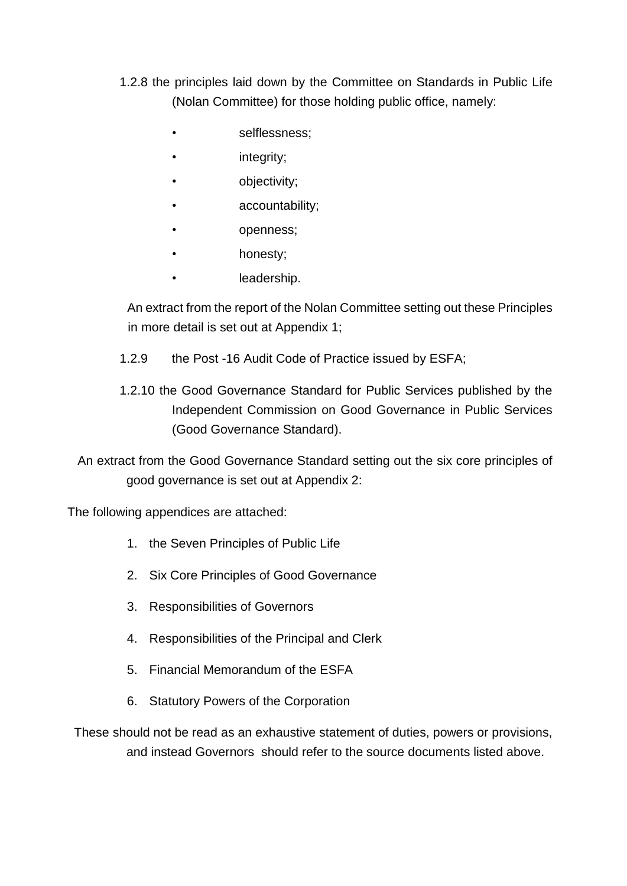1.2.8 the principles laid down by the Committee on Standards in Public Life (Nolan Committee) for those holding public office, namely:

- selflessness;
- integrity;
- objectivity;
- accountability;
- openness;
- honesty;
- leadership.

An extract from the report of the Nolan Committee setting out these Principles in more detail is set out at Appendix 1;

1.2.9 the Post -16 Audit Code of Practice issued by ESFA;

1.2.10 the Good Governance Standard for Public Services published by the Independent Commission on Good Governance in Public Services (Good Governance Standard).

An extract from the Good Governance Standard setting out the six core principles of good governance is set out at Appendix 2:

The following appendices are attached:

1. the Seven Principles of Public Life
2. Six Core Principles of Good Governance
3. Responsibilities of Governors
4. Responsibilities of the Principal and Clerk
5. Financial Memorandum of the ESFA
6. Statutory Powers of the Corporation

These should not be read as an exhaustive statement of duties, powers or provisions, and instead Governors should refer to the source documents listed above.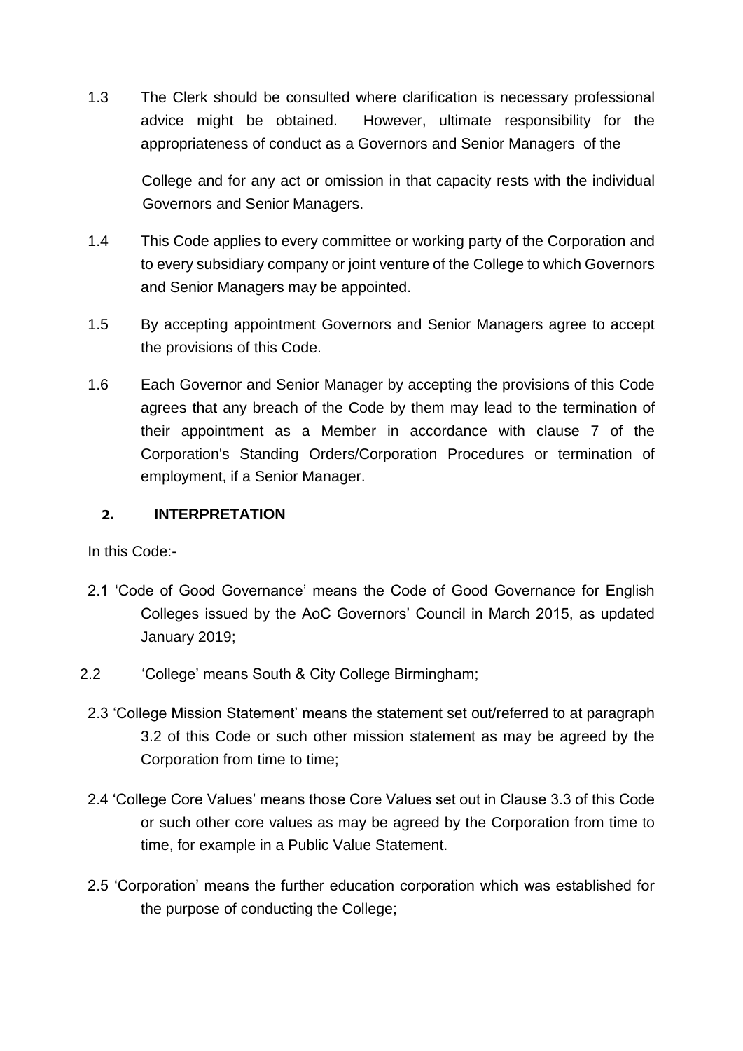1.3 The Clerk should be consulted where clarification is necessary professional advice might be obtained. However, ultimate responsibility for the appropriateness of conduct as a Governors and Senior Managers of the College and for any act or omission in that capacity rests with the individual Governors and Senior Managers.

1.4 This Code applies to every committee or working party of the Corporation and to every subsidiary company or joint venture of the College to which Governors and Senior Managers may be appointed.

1.5 By accepting appointment Governors and Senior Managers agree to accept the provisions of this Code.

1.6 Each Governor and Senior Manager by accepting the provisions of this Code agrees that any breach of the Code by them may lead to the termination of their appointment as a Member in accordance with clause 7 of the Corporation's Standing Orders/Corporation Procedures or termination of employment, if a Senior Manager.

## 2. INTERPRETATION

In this Code:-

2.1 'Code of Good Governance' means the Code of Good Governance for English Colleges issued by the AoC Governors' Council in March 2015, as updated January 2019;

2.2 'College' means South & City College Birmingham;

2.3 'College Mission Statement' means the statement set out/referred to at paragraph 3.2 of this Code or such other mission statement as may be agreed by the Corporation from time to time;

2.4 'College Core Values' means those Core Values set out in Clause 3.3 of this Code or such other core values as may be agreed by the Corporation from time to time, for example in a Public Value Statement.

2.5 'Corporation' means the further education corporation which was established for the purpose of conducting the College;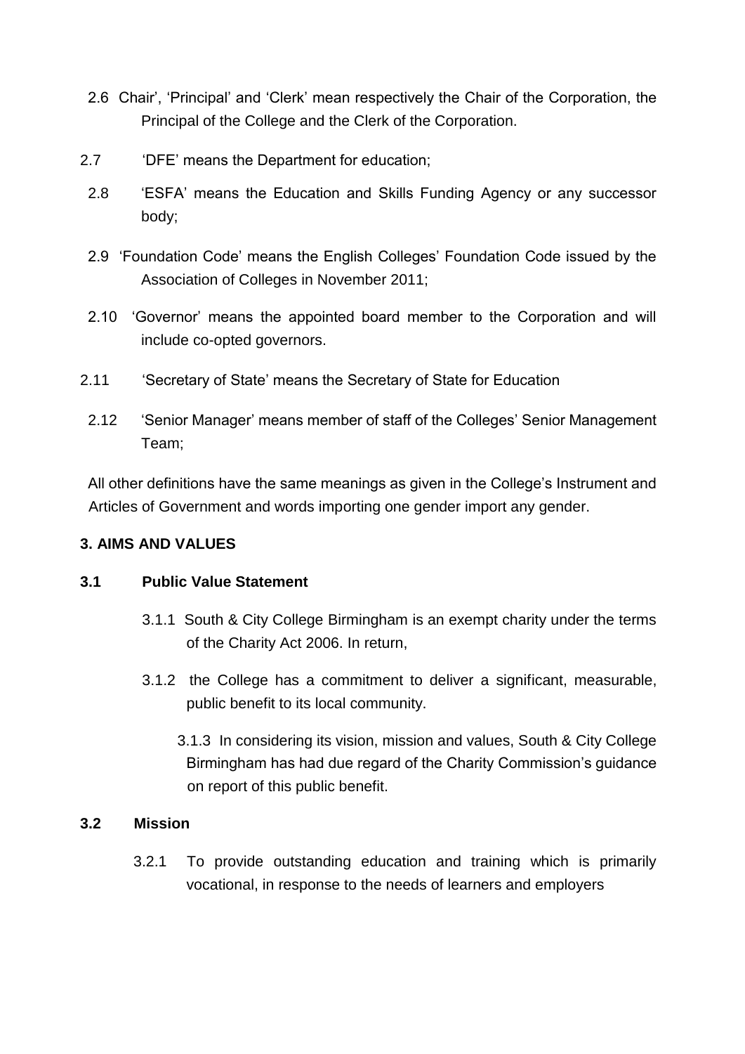2.6 Chair', 'Principal' and 'Clerk' mean respectively the Chair of the Corporation, the Principal of the College and the Clerk of the Corporation.

2.7 'DFE' means the Department for education;

2.8 'ESFA' means the Education and Skills Funding Agency or any successor body;

2.9 'Foundation Code' means the English Colleges' Foundation Code issued by the Association of Colleges in November 2011;

2.10 'Governor' means the appointed board member to the Corporation and will include co-opted governors.

2.11 'Secretary of State' means the Secretary of State for Education

2.12 'Senior Manager' means member of staff of the Colleges' Senior Management Team;

All other definitions have the same meanings as given in the College's Instrument and Articles of Government and words importing one gender import any gender.

## 3. AIMS AND VALUES

### 3.1 Public Value Statement

3.1.1 South & City College Birmingham is an exempt charity under the terms of the Charity Act 2006. In return,

3.1.2 the College has a commitment to deliver a significant, measurable, public benefit to its local community.

3.1.3 In considering its vision, mission and values, South & City College Birmingham has had due regard of the Charity Commission's guidance on report of this public benefit.

### 3.2 Mission

3.2.1 To provide outstanding education and training which is primarily vocational, in response to the needs of learners and employers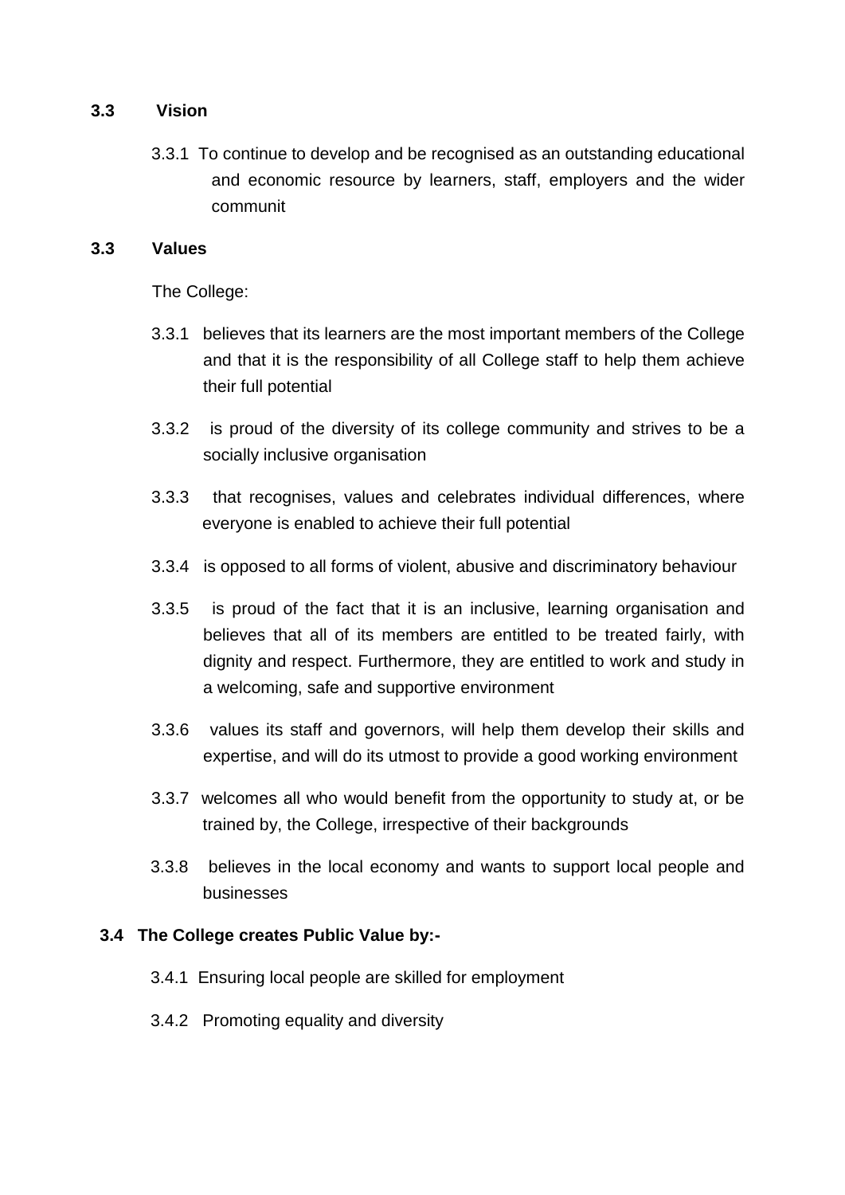### 3.3 Vision

3.3.1 To continue to develop and be recognised as an outstanding educational and economic resource by learners, staff, employers and the wider communit

### 3.3 Values

The College:

3.3.1 believes that its learners are the most important members of the College and that it is the responsibility of all College staff to help them achieve their full potential

3.3.2 is proud of the diversity of its college community and strives to be a socially inclusive organisation

3.3.3 that recognises, values and celebrates individual differences, where everyone is enabled to achieve their full potential

3.3.4 is opposed to all forms of violent, abusive and discriminatory behaviour

3.3.5 is proud of the fact that it is an inclusive, learning organisation and believes that all of its members are entitled to be treated fairly, with dignity and respect. Furthermore, they are entitled to work and study in a welcoming, safe and supportive environment

3.3.6 values its staff and governors, will help them develop their skills and expertise, and will do its utmost to provide a good working environment

3.3.7 welcomes all who would benefit from the opportunity to study at, or be trained by, the College, irrespective of their backgrounds

3.3.8 believes in the local economy and wants to support local people and businesses

### 3.4 The College creates Public Value by:-

3.4.1 Ensuring local people are skilled for employment

3.4.2 Promoting equality and diversity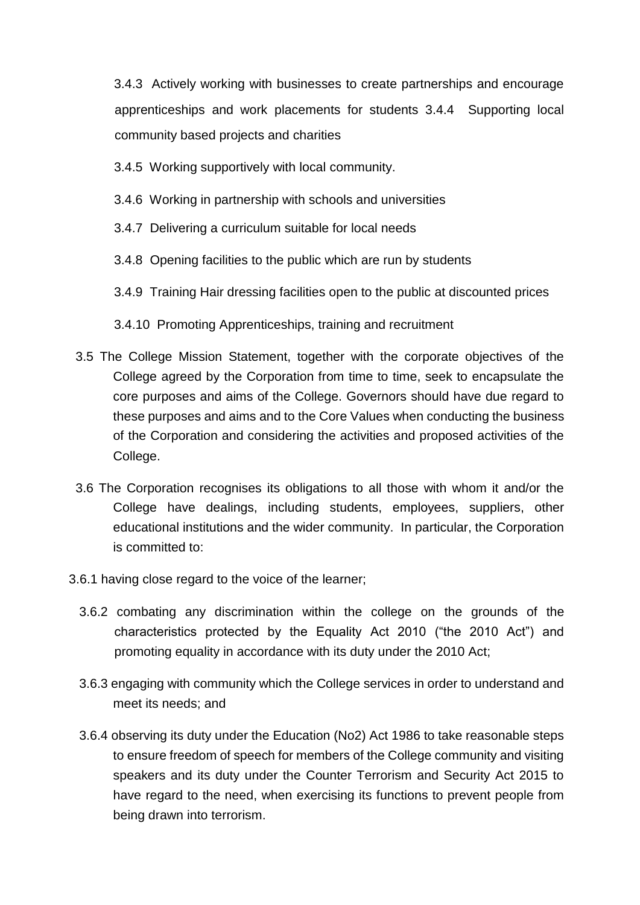3.4.3 Actively working with businesses to create partnerships and encourage apprenticeships and work placements for students 3.4.4 Supporting local community based projects and charities

3.4.5 Working supportively with local community.

3.4.6 Working in partnership with schools and universities

3.4.7 Delivering a curriculum suitable for local needs

3.4.8 Opening facilities to the public which are run by students

3.4.9 Training Hair dressing facilities open to the public at discounted prices

3.4.10 Promoting Apprenticeships, training and recruitment

3.5 The College Mission Statement, together with the corporate objectives of the College agreed by the Corporation from time to time, seek to encapsulate the core purposes and aims of the College. Governors should have due regard to these purposes and aims and to the Core Values when conducting the business of the Corporation and considering the activities and proposed activities of the College.

3.6 The Corporation recognises its obligations to all those with whom it and/or the College have dealings, including students, employees, suppliers, other educational institutions and the wider community. In particular, the Corporation is committed to:

3.6.1 having close regard to the voice of the learner;

3.6.2 combating any discrimination within the college on the grounds of the characteristics protected by the Equality Act 2010 ("the 2010 Act") and promoting equality in accordance with its duty under the 2010 Act;

3.6.3 engaging with community which the College services in order to understand and meet its needs; and

3.6.4 observing its duty under the Education (No2) Act 1986 to take reasonable steps to ensure freedom of speech for members of the College community and visiting speakers and its duty under the Counter Terrorism and Security Act 2015 to have regard to the need, when exercising its functions to prevent people from being drawn into terrorism.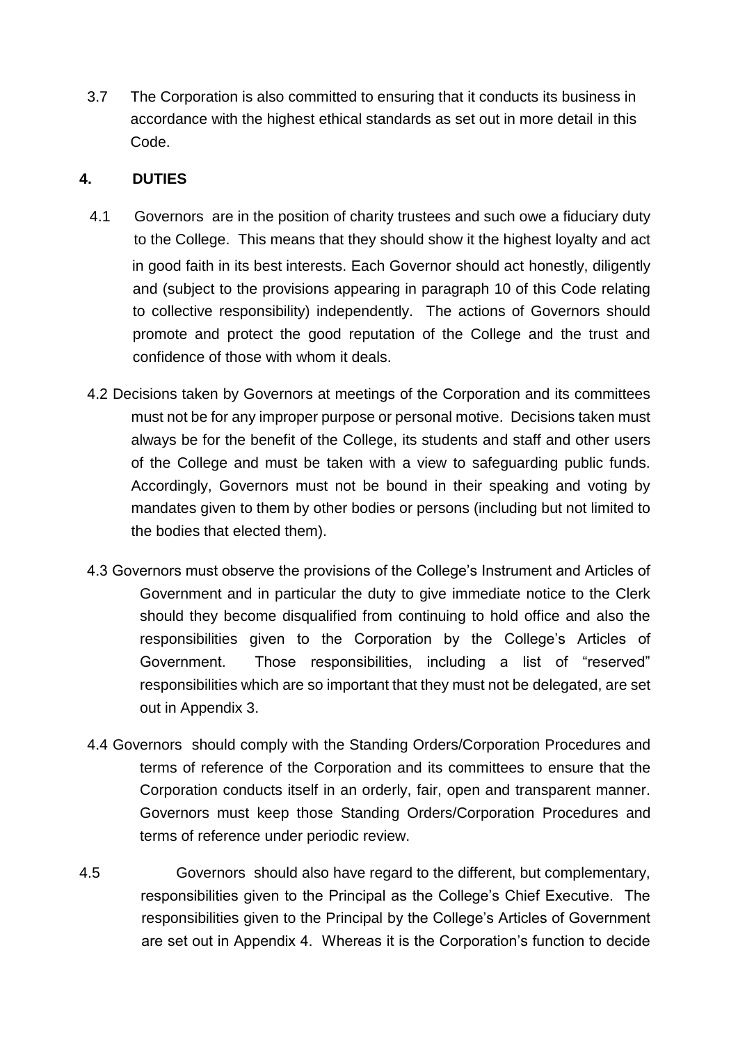3.7 The Corporation is also committed to ensuring that it conducts its business in accordance with the highest ethical standards as set out in more detail in this Code.

## 4. DUTIES

4.1 Governors are in the position of charity trustees and such owe a fiduciary duty to the College. This means that they should show it the highest loyalty and act in good faith in its best interests. Each Governor should act honestly, diligently and (subject to the provisions appearing in paragraph 10 of this Code relating to collective responsibility) independently. The actions of Governors should promote and protect the good reputation of the College and the trust and confidence of those with whom it deals.

4.2 Decisions taken by Governors at meetings of the Corporation and its committees must not be for any improper purpose or personal motive. Decisions taken must always be for the benefit of the College, its students and staff and other users of the College and must be taken with a view to safeguarding public funds. Accordingly, Governors must not be bound in their speaking and voting by mandates given to them by other bodies or persons (including but not limited to the bodies that elected them).

4.3 Governors must observe the provisions of the College's Instrument and Articles of Government and in particular the duty to give immediate notice to the Clerk should they become disqualified from continuing to hold office and also the responsibilities given to the Corporation by the College's Articles of Government. Those responsibilities, including a list of "reserved" responsibilities which are so important that they must not be delegated, are set out in Appendix 3.

4.4 Governors should comply with the Standing Orders/Corporation Procedures and terms of reference of the Corporation and its committees to ensure that the Corporation conducts itself in an orderly, fair, open and transparent manner. Governors must keep those Standing Orders/Corporation Procedures and terms of reference under periodic review.

4.5 Governors should also have regard to the different, but complementary, responsibilities given to the Principal as the College's Chief Executive. The responsibilities given to the Principal by the College's Articles of Government are set out in Appendix 4. Whereas it is the Corporation's function to decide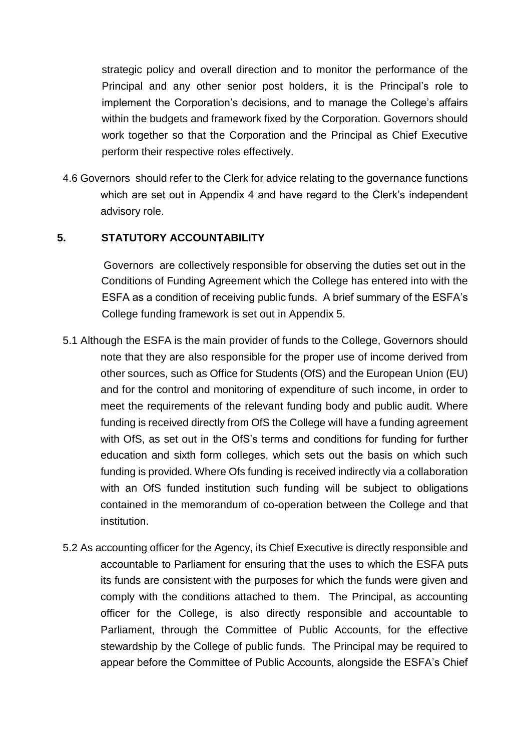strategic policy and overall direction and to monitor the performance of the Principal and any other senior post holders, it is the Principal's role to implement the Corporation's decisions, and to manage the College's affairs within the budgets and framework fixed by the Corporation. Governors should work together so that the Corporation and the Principal as Chief Executive perform their respective roles effectively.

4.6 Governors should refer to the Clerk for advice relating to the governance functions which are set out in Appendix 4 and have regard to the Clerk's independent advisory role.

## 5. STATUTORY ACCOUNTABILITY

Governors are collectively responsible for observing the duties set out in the Conditions of Funding Agreement which the College has entered into with the ESFA as a condition of receiving public funds. A brief summary of the ESFA's College funding framework is set out in Appendix 5.

5.1 Although the ESFA is the main provider of funds to the College, Governors should note that they are also responsible for the proper use of income derived from other sources, such as Office for Students (OfS) and the European Union (EU) and for the control and monitoring of expenditure of such income, in order to meet the requirements of the relevant funding body and public audit. Where funding is received directly from OfS the College will have a funding agreement with OfS, as set out in the OfS's terms and conditions for funding for further education and sixth form colleges, which sets out the basis on which such funding is provided. Where Ofs funding is received indirectly via a collaboration with an OfS funded institution such funding will be subject to obligations contained in the memorandum of co-operation between the College and that institution.

5.2 As accounting officer for the Agency, its Chief Executive is directly responsible and accountable to Parliament for ensuring that the uses to which the ESFA puts its funds are consistent with the purposes for which the funds were given and comply with the conditions attached to them. The Principal, as accounting officer for the College, is also directly responsible and accountable to Parliament, through the Committee of Public Accounts, for the effective stewardship by the College of public funds. The Principal may be required to appear before the Committee of Public Accounts, alongside the ESFA's Chief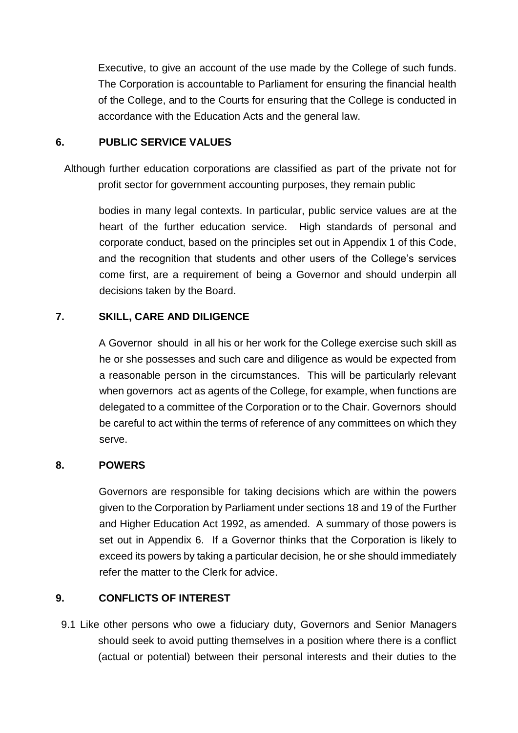Executive, to give an account of the use made by the College of such funds. The Corporation is accountable to Parliament for ensuring the financial health of the College, and to the Courts for ensuring that the College is conducted in accordance with the Education Acts and the general law.

## 6. PUBLIC SERVICE VALUES

Although further education corporations are classified as part of the private not for profit sector for government accounting purposes, they remain public bodies in many legal contexts. In particular, public service values are at the heart of the further education service. High standards of personal and corporate conduct, based on the principles set out in Appendix 1 of this Code, and the recognition that students and other users of the College's services come first, are a requirement of being a Governor and should underpin all decisions taken by the Board.

## 7. SKILL, CARE AND DILIGENCE

A Governor should in all his or her work for the College exercise such skill as he or she possesses and such care and diligence as would be expected from a reasonable person in the circumstances. This will be particularly relevant when governors act as agents of the College, for example, when functions are delegated to a committee of the Corporation or to the Chair. Governors should be careful to act within the terms of reference of any committees on which they serve.

## 8. POWERS

Governors are responsible for taking decisions which are within the powers given to the Corporation by Parliament under sections 18 and 19 of the Further and Higher Education Act 1992, as amended. A summary of those powers is set out in Appendix 6. If a Governor thinks that the Corporation is likely to exceed its powers by taking a particular decision, he or she should immediately refer the matter to the Clerk for advice.

## 9. CONFLICTS OF INTEREST

9.1 Like other persons who owe a fiduciary duty, Governors and Senior Managers should seek to avoid putting themselves in a position where there is a conflict (actual or potential) between their personal interests and their duties to the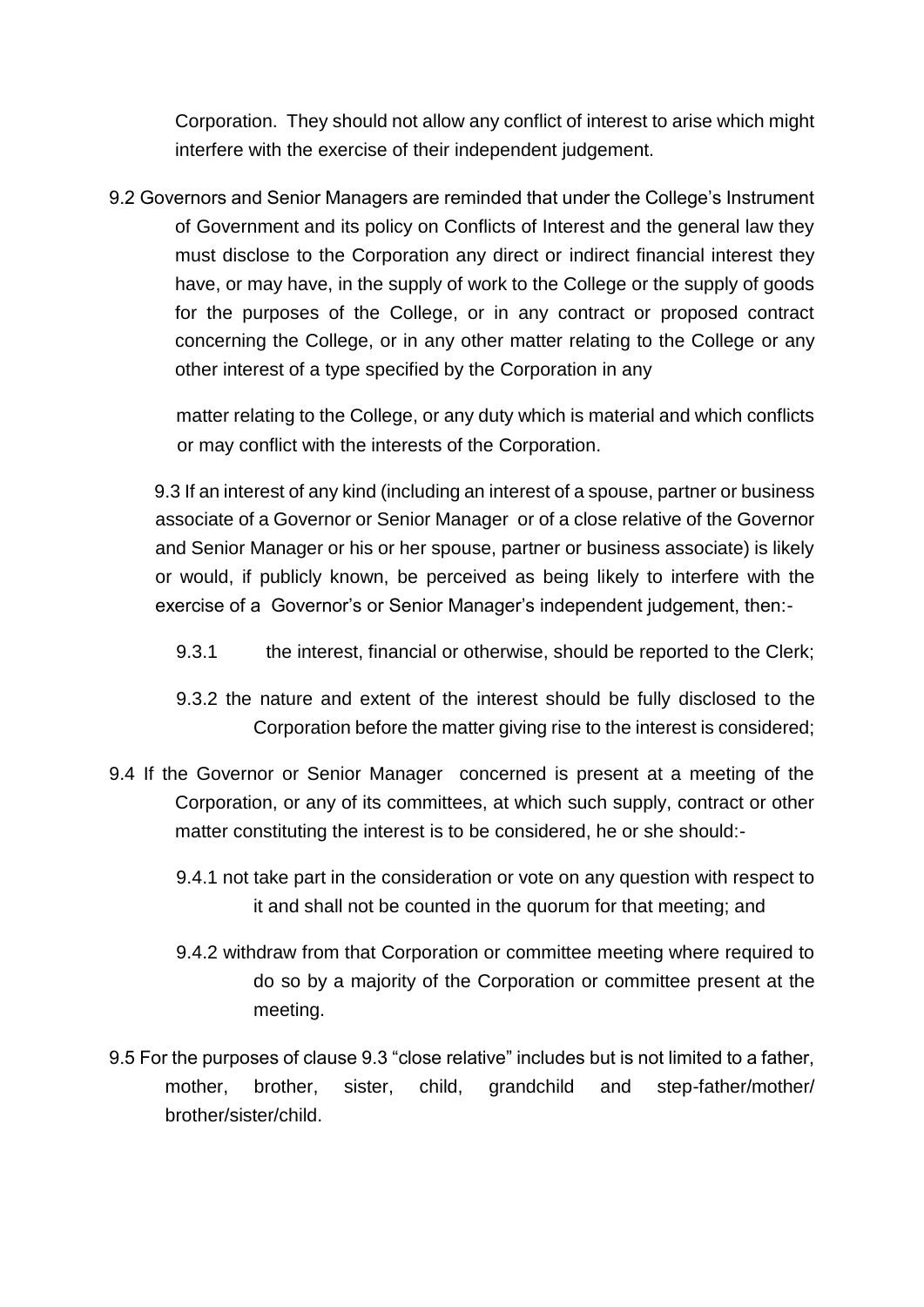Corporation. They should not allow any conflict of interest to arise which might interfere with the exercise of their independent judgement.

9.2 Governors and Senior Managers are reminded that under the College's Instrument of Government and its policy on Conflicts of Interest and the general law they must disclose to the Corporation any direct or indirect financial interest they have, or may have, in the supply of work to the College or the supply of goods for the purposes of the College, or in any contract or proposed contract concerning the College, or in any other matter relating to the College or any other interest of a type specified by the Corporation in any

matter relating to the College, or any duty which is material and which conflicts or may conflict with the interests of the Corporation.

9.3 If an interest of any kind (including an interest of a spouse, partner or business associate of a Governor or Senior Manager or of a close relative of the Governor and Senior Manager or his or her spouse, partner or business associate) is likely or would, if publicly known, be perceived as being likely to interfere with the exercise of a Governor's or Senior Manager's independent judgement, then:-

9.3.1 the interest, financial or otherwise, should be reported to the Clerk;

9.3.2 the nature and extent of the interest should be fully disclosed to the Corporation before the matter giving rise to the interest is considered;

9.4 If the Governor or Senior Manager concerned is present at a meeting of the Corporation, or any of its committees, at which such supply, contract or other matter constituting the interest is to be considered, he or she should:-

9.4.1 not take part in the consideration or vote on any question with respect to it and shall not be counted in the quorum for that meeting; and

9.4.2 withdraw from that Corporation or committee meeting where required to do so by a majority of the Corporation or committee present at the meeting.

9.5 For the purposes of clause 9.3 "close relative" includes but is not limited to a father, mother, brother, sister, child, grandchild and step-father/mother/ brother/sister/child.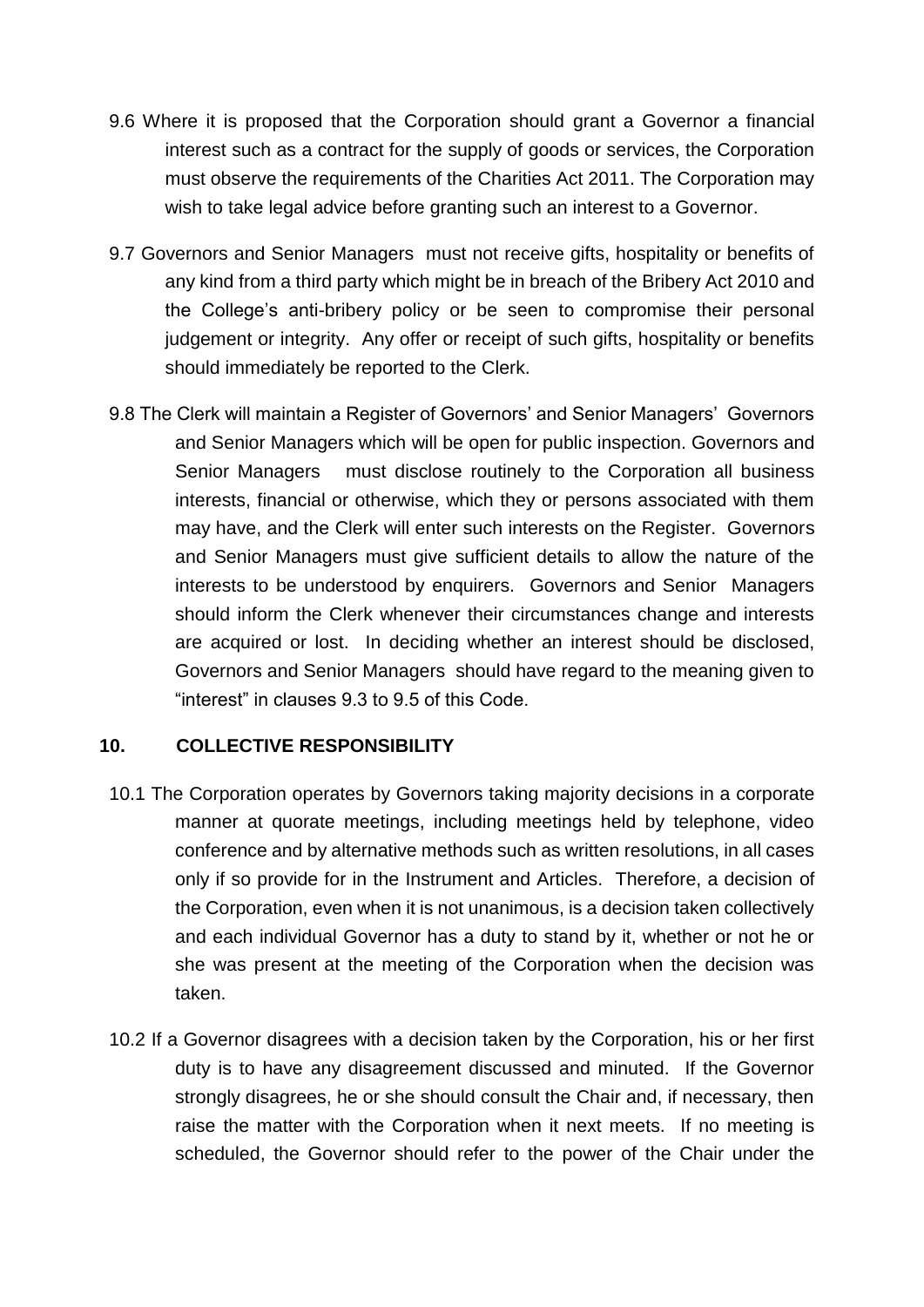9.6 Where it is proposed that the Corporation should grant a Governor a financial interest such as a contract for the supply of goods or services, the Corporation must observe the requirements of the Charities Act 2011. The Corporation may wish to take legal advice before granting such an interest to a Governor.

9.7 Governors and Senior Managers must not receive gifts, hospitality or benefits of any kind from a third party which might be in breach of the Bribery Act 2010 and the College's anti-bribery policy or be seen to compromise their personal judgement or integrity. Any offer or receipt of such gifts, hospitality or benefits should immediately be reported to the Clerk.

9.8 The Clerk will maintain a Register of Governors' and Senior Managers' Governors and Senior Managers which will be open for public inspection. Governors and Senior Managers must disclose routinely to the Corporation all business interests, financial or otherwise, which they or persons associated with them may have, and the Clerk will enter such interests on the Register. Governors and Senior Managers must give sufficient details to allow the nature of the interests to be understood by enquirers. Governors and Senior Managers should inform the Clerk whenever their circumstances change and interests are acquired or lost. In deciding whether an interest should be disclosed, Governors and Senior Managers should have regard to the meaning given to "interest" in clauses 9.3 to 9.5 of this Code.

## 10. COLLECTIVE RESPONSIBILITY

10.1 The Corporation operates by Governors taking majority decisions in a corporate manner at quorate meetings, including meetings held by telephone, video conference and by alternative methods such as written resolutions, in all cases only if so provide for in the Instrument and Articles. Therefore, a decision of the Corporation, even when it is not unanimous, is a decision taken collectively and each individual Governor has a duty to stand by it, whether or not he or she was present at the meeting of the Corporation when the decision was taken.

10.2 If a Governor disagrees with a decision taken by the Corporation, his or her first duty is to have any disagreement discussed and minuted. If the Governor strongly disagrees, he or she should consult the Chair and, if necessary, then raise the matter with the Corporation when it next meets. If no meeting is scheduled, the Governor should refer to the power of the Chair under the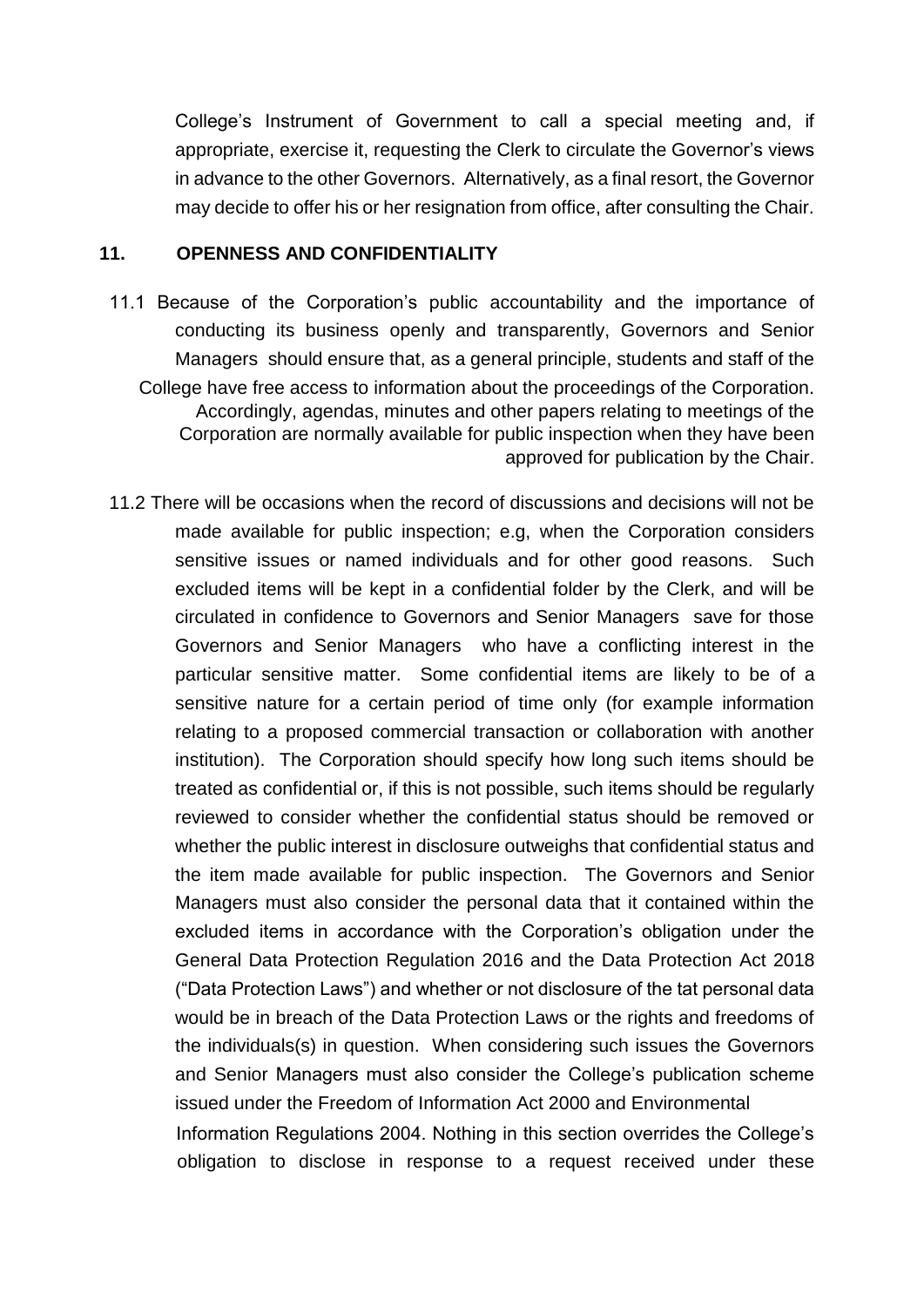College's Instrument of Government to call a special meeting and, if appropriate, exercise it, requesting the Clerk to circulate the Governor's views in advance to the other Governors. Alternatively, as a final resort, the Governor may decide to offer his or her resignation from office, after consulting the Chair.

## 11. OPENNESS AND CONFIDENTIALITY

11.1 Because of the Corporation's public accountability and the importance of conducting its business openly and transparently, Governors and Senior Managers should ensure that, as a general principle, students and staff of the College have free access to information about the proceedings of the Corporation. Accordingly, agendas, minutes and other papers relating to meetings of the Corporation are normally available for public inspection when they have been approved for publication by the Chair.

11.2 There will be occasions when the record of discussions and decisions will not be made available for public inspection; e.g, when the Corporation considers sensitive issues or named individuals and for other good reasons. Such excluded items will be kept in a confidential folder by the Clerk, and will be circulated in confidence to Governors and Senior Managers save for those Governors and Senior Managers who have a conflicting interest in the particular sensitive matter. Some confidential items are likely to be of a sensitive nature for a certain period of time only (for example information relating to a proposed commercial transaction or collaboration with another institution). The Corporation should specify how long such items should be treated as confidential or, if this is not possible, such items should be regularly reviewed to consider whether the confidential status should be removed or whether the public interest in disclosure outweighs that confidential status and the item made available for public inspection. The Governors and Senior Managers must also consider the personal data that it contained within the excluded items in accordance with the Corporation's obligation under the General Data Protection Regulation 2016 and the Data Protection Act 2018 ("Data Protection Laws") and whether or not disclosure of the tat personal data would be in breach of the Data Protection Laws or the rights and freedoms of the individuals(s) in question. When considering such issues the Governors and Senior Managers must also consider the College's publication scheme issued under the Freedom of Information Act 2000 and Environmental Information Regulations 2004. Nothing in this section overrides the College's obligation to disclose in response to a request received under these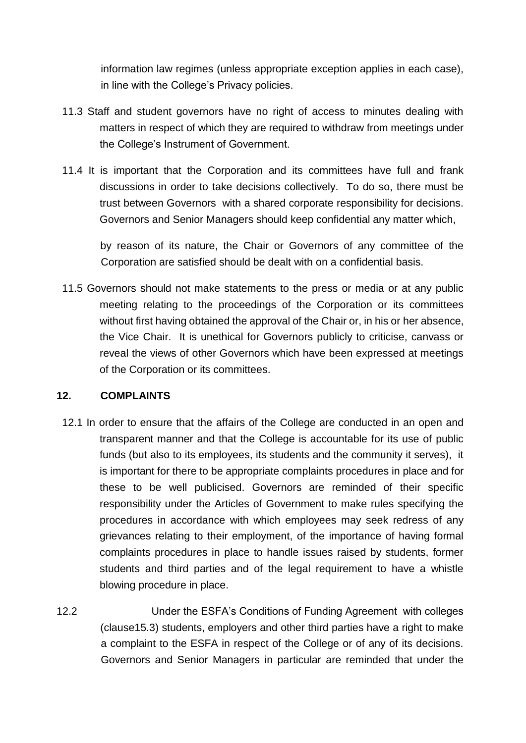information law regimes (unless appropriate exception applies in each case), in line with the College's Privacy policies.

11.3 Staff and student governors have no right of access to minutes dealing with matters in respect of which they are required to withdraw from meetings under the College's Instrument of Government.

11.4 It is important that the Corporation and its committees have full and frank discussions in order to take decisions collectively. To do so, there must be trust between Governors with a shared corporate responsibility for decisions. Governors and Senior Managers should keep confidential any matter which,

by reason of its nature, the Chair or Governors of any committee of the Corporation are satisfied should be dealt with on a confidential basis.

11.5 Governors should not make statements to the press or media or at any public meeting relating to the proceedings of the Corporation or its committees without first having obtained the approval of the Chair or, in his or her absence, the Vice Chair. It is unethical for Governors publicly to criticise, canvass or reveal the views of other Governors which have been expressed at meetings of the Corporation or its committees.

## 12. COMPLAINTS

12.1 In order to ensure that the affairs of the College are conducted in an open and transparent manner and that the College is accountable for its use of public funds (but also to its employees, its students and the community it serves), it is important for there to be appropriate complaints procedures in place and for these to be well publicised. Governors are reminded of their specific responsibility under the Articles of Government to make rules specifying the procedures in accordance with which employees may seek redress of any grievances relating to their employment, of the importance of having formal complaints procedures in place to handle issues raised by students, former students and third parties and of the legal requirement to have a whistle blowing procedure in place.

12.2 Under the ESFA's Conditions of Funding Agreement with colleges (clause15.3) students, employers and other third parties have a right to make a complaint to the ESFA in respect of the College or of any of its decisions. Governors and Senior Managers in particular are reminded that under the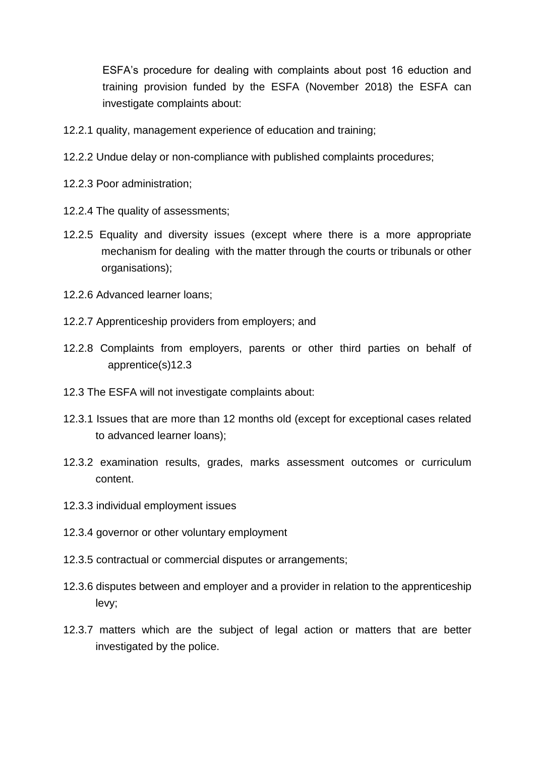ESFA's procedure for dealing with complaints about post 16 eduction and training provision funded by the ESFA (November 2018) the ESFA can investigate complaints about:

12.2.1 quality, management experience of education and training;

12.2.2 Undue delay or non-compliance with published complaints procedures;

12.2.3 Poor administration;

12.2.4 The quality of assessments;

12.2.5 Equality and diversity issues (except where there is a more appropriate mechanism for dealing with the matter through the courts or tribunals or other organisations);

12.2.6 Advanced learner loans;

12.2.7 Apprenticeship providers from employers; and

12.2.8 Complaints from employers, parents or other third parties on behalf of apprentice(s)12.3

12.3 The ESFA will not investigate complaints about:

12.3.1 Issues that are more than 12 months old (except for exceptional cases related to advanced learner loans);

12.3.2 examination results, grades, marks assessment outcomes or curriculum content.

12.3.3 individual employment issues

12.3.4 governor or other voluntary employment

12.3.5 contractual or commercial disputes or arrangements;

12.3.6 disputes between and employer and a provider in relation to the apprenticeship levy;

12.3.7 matters which are the subject of legal action or matters that are better investigated by the police.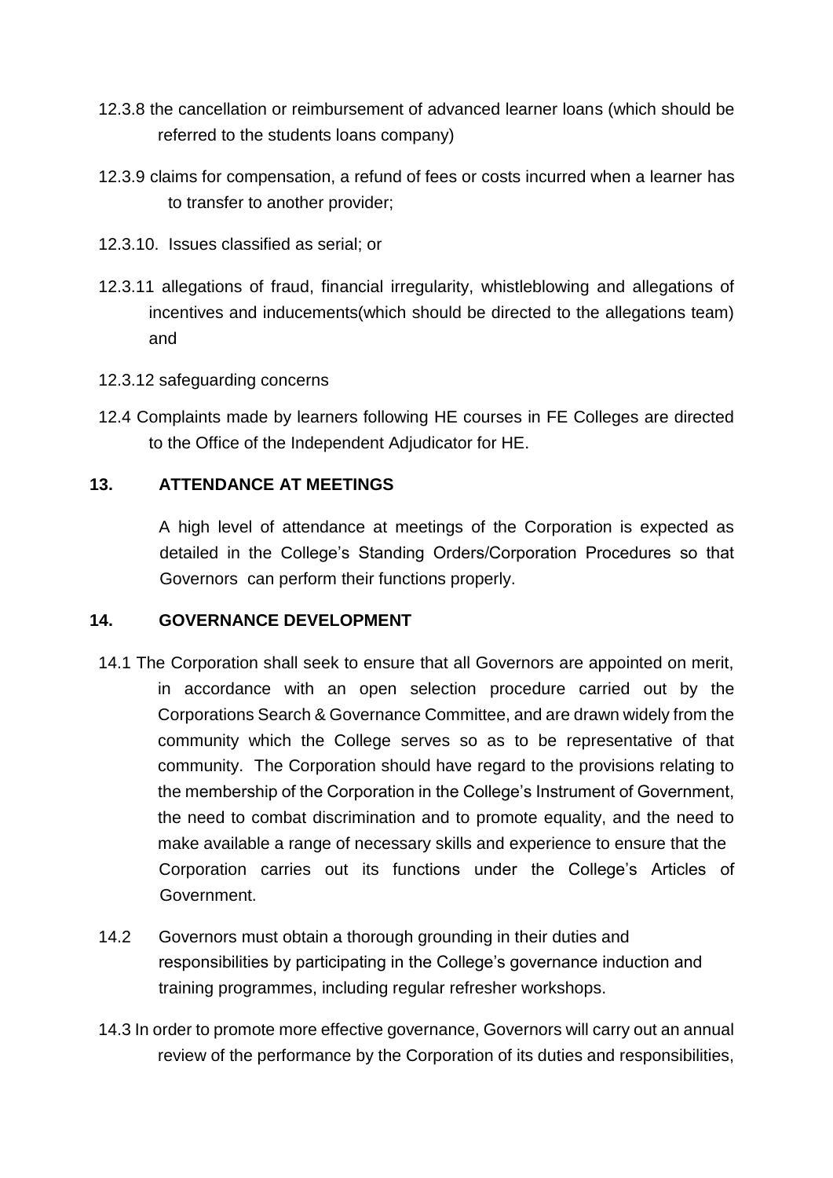12.3.8 the cancellation or reimbursement of advanced learner loans (which should be referred to the students loans company)

12.3.9 claims for compensation, a refund of fees or costs incurred when a learner has to transfer to another provider;

12.3.10. Issues classified as serial; or

12.3.11 allegations of fraud, financial irregularity, whistleblowing and allegations of incentives and inducements(which should be directed to the allegations team) and

12.3.12 safeguarding concerns

12.4 Complaints made by learners following HE courses in FE Colleges are directed to the Office of the Independent Adjudicator for HE.

## 13. ATTENDANCE AT MEETINGS

A high level of attendance at meetings of the Corporation is expected as detailed in the College's Standing Orders/Corporation Procedures so that Governors can perform their functions properly.

## 14. GOVERNANCE DEVELOPMENT

14.1 The Corporation shall seek to ensure that all Governors are appointed on merit, in accordance with an open selection procedure carried out by the Corporations Search & Governance Committee, and are drawn widely from the community which the College serves so as to be representative of that community. The Corporation should have regard to the provisions relating to the membership of the Corporation in the College's Instrument of Government, the need to combat discrimination and to promote equality, and the need to make available a range of necessary skills and experience to ensure that the Corporation carries out its functions under the College's Articles of Government.

14.2 Governors must obtain a thorough grounding in their duties and responsibilities by participating in the College's governance induction and training programmes, including regular refresher workshops.

14.3 In order to promote more effective governance, Governors will carry out an annual review of the performance by the Corporation of its duties and responsibilities,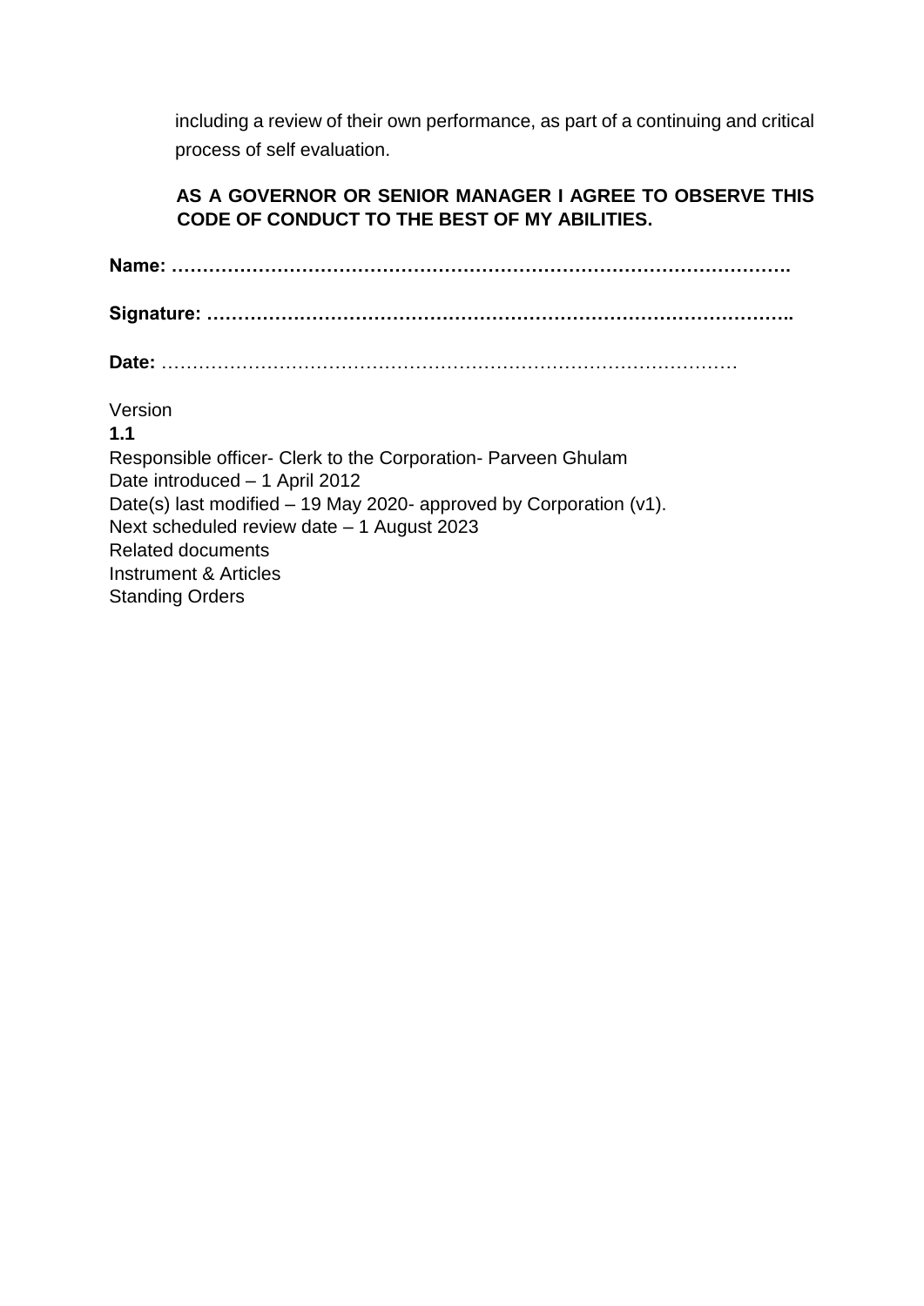including a review of their own performance, as part of a continuing and critical process of self evaluation.

**AS A GOVERNOR OR SENIOR MANAGER I AGREE TO OBSERVE THIS CODE OF CONDUCT TO THE BEST OF MY ABILITIES.**

**Name: …………………………………………………………………………………….**

**Signature: ……………………………………………………………………………..**

**Date:** ………………………………………………………………………………

Version
**1.1**
Responsible officer- Clerk to the Corporation- Parveen Ghulam
Date introduced – 1 April 2012
Date(s) last modified – 19 May 2020- approved by Corporation (v1).
Next scheduled review date – 1 August 2023
Related documents
Instrument & Articles
Standing Orders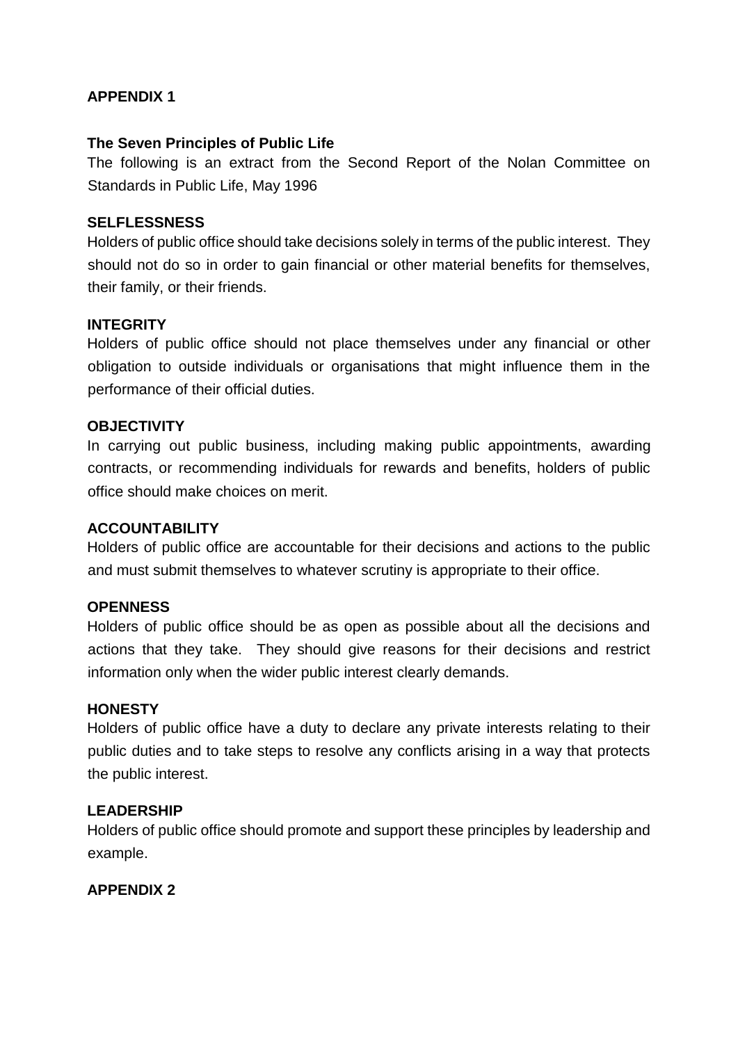## APPENDIX 1

### The Seven Principles of Public Life

The following is an extract from the Second Report of the Nolan Committee on Standards in Public Life, May 1996

**SELFLESSNESS**

Holders of public office should take decisions solely in terms of the public interest. They should not do so in order to gain financial or other material benefits for themselves, their family, or their friends.

**INTEGRITY**

Holders of public office should not place themselves under any financial or other obligation to outside individuals or organisations that might influence them in the performance of their official duties.

**OBJECTIVITY**

In carrying out public business, including making public appointments, awarding contracts, or recommending individuals for rewards and benefits, holders of public office should make choices on merit.

**ACCOUNTABILITY**

Holders of public office are accountable for their decisions and actions to the public and must submit themselves to whatever scrutiny is appropriate to their office.

**OPENNESS**

Holders of public office should be as open as possible about all the decisions and actions that they take. They should give reasons for their decisions and restrict information only when the wider public interest clearly demands.

**HONESTY**

Holders of public office have a duty to declare any private interests relating to their public duties and to take steps to resolve any conflicts arising in a way that protects the public interest.

**LEADERSHIP**

Holders of public office should promote and support these principles by leadership and example.

## APPENDIX 2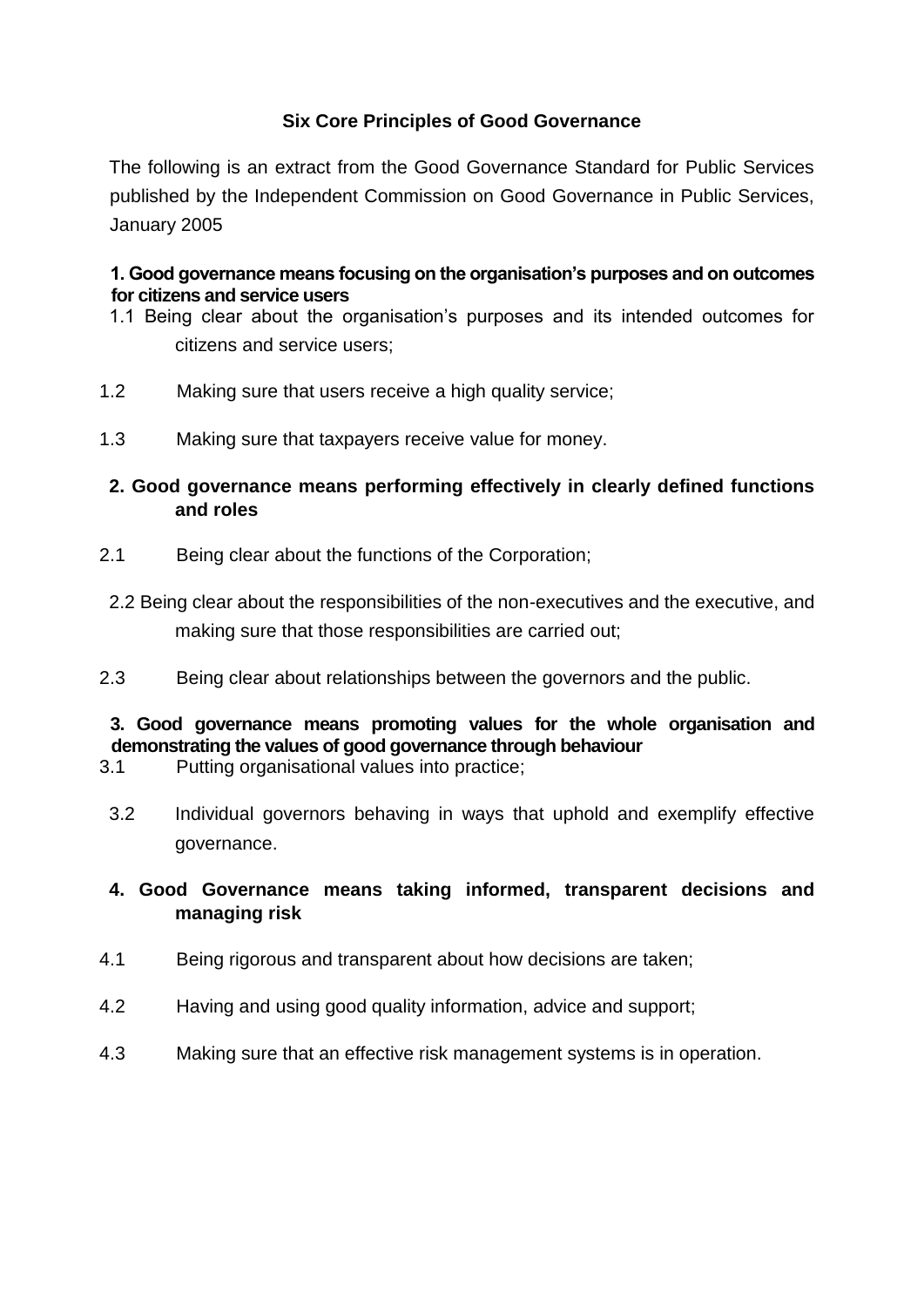## Six Core Principles of Good Governance

The following is an extract from the Good Governance Standard for Public Services published by the Independent Commission on Good Governance in Public Services, January 2005

### 1. Good governance means focusing on the organisation's purposes and on outcomes for citizens and service users

1.1 Being clear about the organisation's purposes and its intended outcomes for citizens and service users;

1.2 Making sure that users receive a high quality service;

1.3 Making sure that taxpayers receive value for money.

### 2. Good governance means performing effectively in clearly defined functions and roles

2.1 Being clear about the functions of the Corporation;

2.2 Being clear about the responsibilities of the non-executives and the executive, and making sure that those responsibilities are carried out;

2.3 Being clear about relationships between the governors and the public.

### 3. Good governance means promoting values for the whole organisation and demonstrating the values of good governance through behaviour

3.1 Putting organisational values into practice;

3.2 Individual governors behaving in ways that uphold and exemplify effective governance.

### 4. Good Governance means taking informed, transparent decisions and managing risk

4.1 Being rigorous and transparent about how decisions are taken;

4.2 Having and using good quality information, advice and support;

4.3 Making sure that an effective risk management systems is in operation.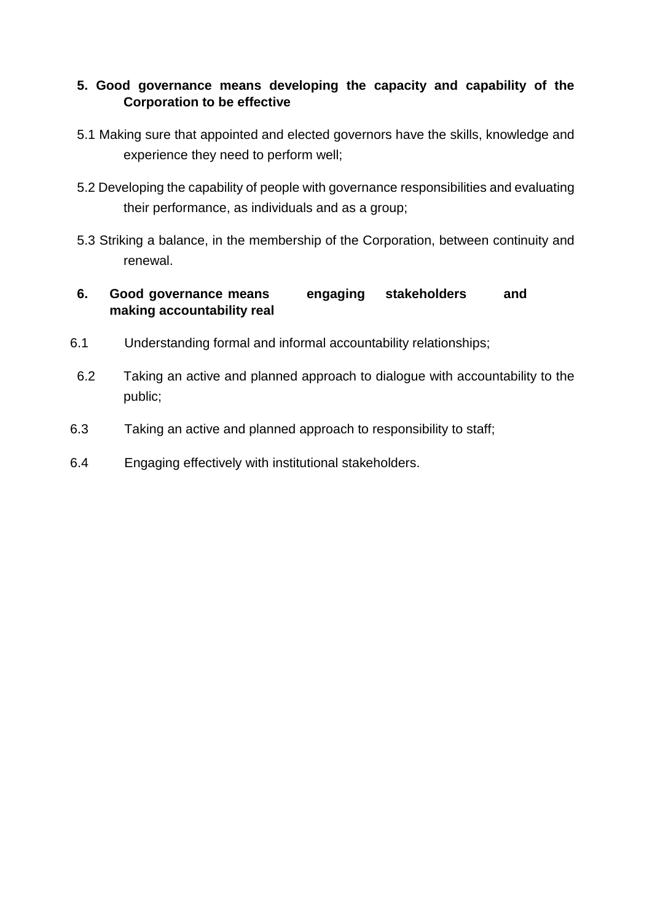**5. Good governance means developing the capacity and capability of the Corporation to be effective**

5.1 Making sure that appointed and elected governors have the skills, knowledge and experience they need to perform well;

5.2 Developing the capability of people with governance responsibilities and evaluating their performance, as individuals and as a group;

5.3 Striking a balance, in the membership of the Corporation, between continuity and renewal.

**6. Good governance means engaging stakeholders and making accountability real**

6.1 Understanding formal and informal accountability relationships;

6.2 Taking an active and planned approach to dialogue with accountability to the public;

6.3 Taking an active and planned approach to responsibility to staff;

6.4 Engaging effectively with institutional stakeholders.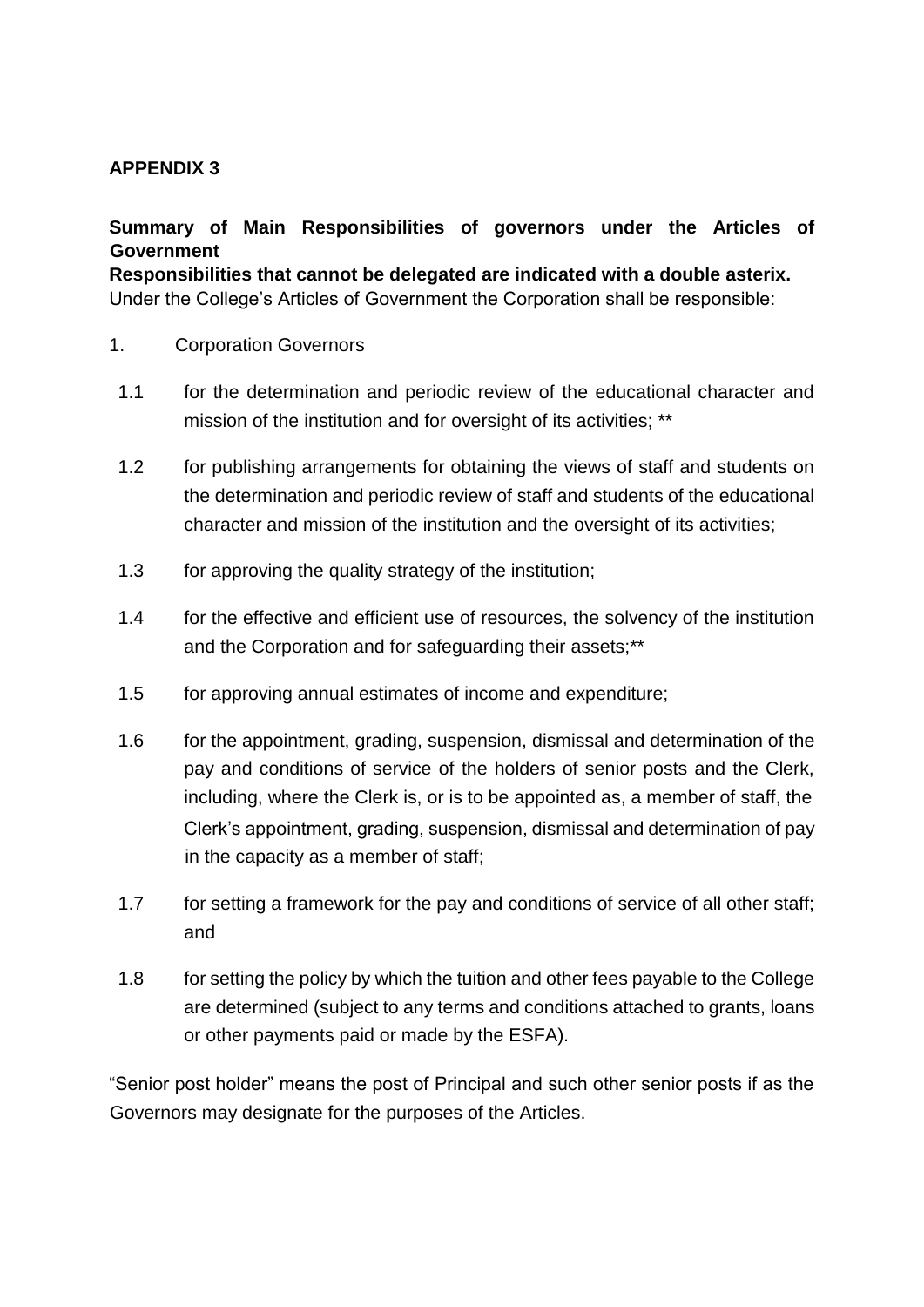**APPENDIX 3**

**Summary of Main Responsibilities of governors under the Articles of Government**

**Responsibilities that cannot be delegated are indicated with a double asterix.**

Under the College's Articles of Government the Corporation shall be responsible:

1. Corporation Governors

   1.1 for the determination and periodic review of the educational character and mission of the institution and for oversight of its activities; **

   1.2 for publishing arrangements for obtaining the views of staff and students on the determination and periodic review of staff and students of the educational character and mission of the institution and the oversight of its activities;

   1.3 for approving the quality strategy of the institution;

   1.4 for the effective and efficient use of resources, the solvency of the institution and the Corporation and for safeguarding their assets;**

   1.5 for approving annual estimates of income and expenditure;

   1.6 for the appointment, grading, suspension, dismissal and determination of the pay and conditions of service of the holders of senior posts and the Clerk, including, where the Clerk is, or is to be appointed as, a member of staff, the Clerk's appointment, grading, suspension, dismissal and determination of pay in the capacity as a member of staff;

   1.7 for setting a framework for the pay and conditions of service of all other staff; and

   1.8 for setting the policy by which the tuition and other fees payable to the College are determined (subject to any terms and conditions attached to grants, loans or other payments paid or made by the ESFA).

"Senior post holder" means the post of Principal and such other senior posts if as the Governors may designate for the purposes of the Articles.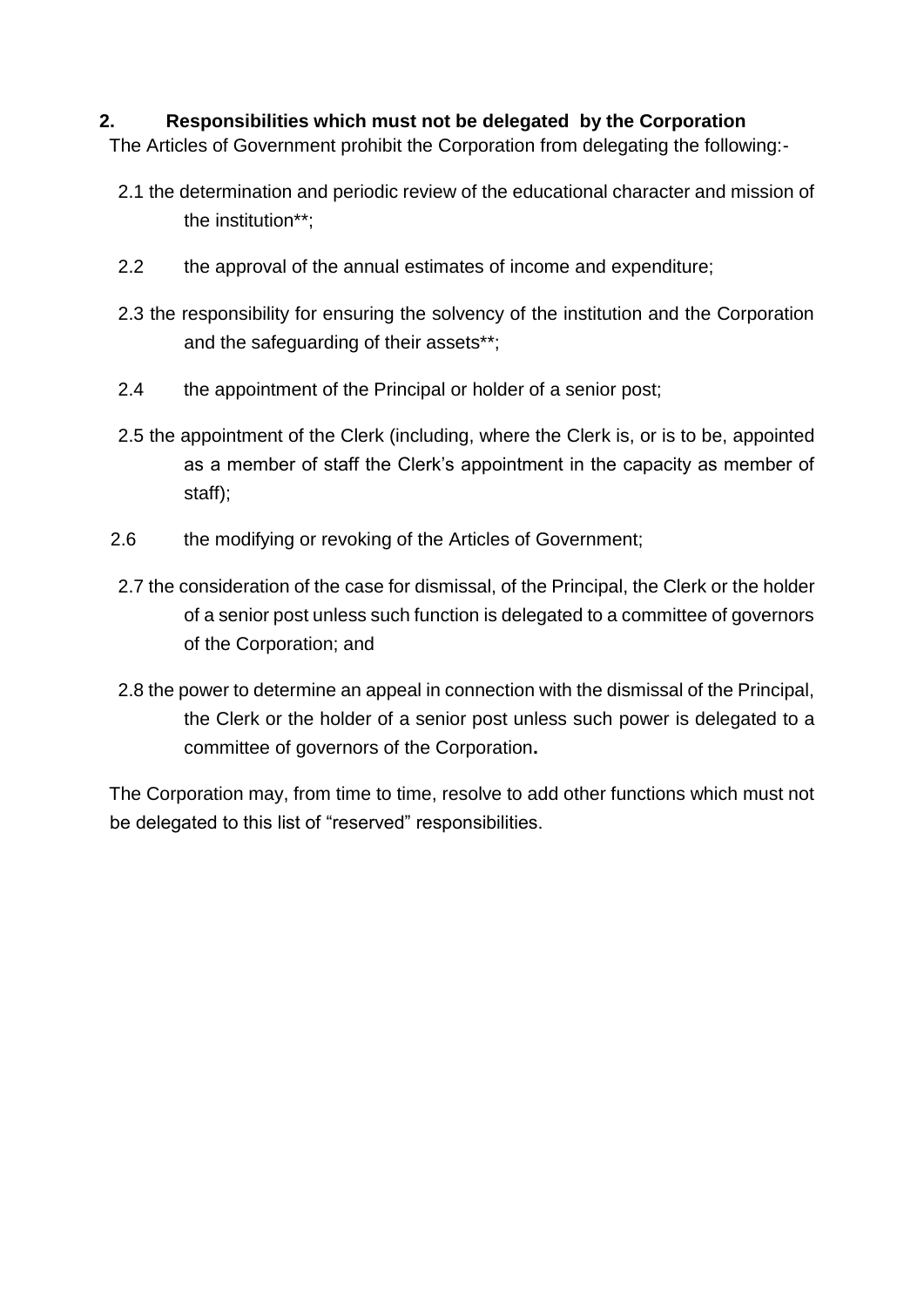## 2. Responsibilities which must not be delegated by the Corporation

The Articles of Government prohibit the Corporation from delegating the following:-

2.1 the determination and periodic review of the educational character and mission of the institution**;

2.2 the approval of the annual estimates of income and expenditure;

2.3 the responsibility for ensuring the solvency of the institution and the Corporation and the safeguarding of their assets**;

2.4 the appointment of the Principal or holder of a senior post;

2.5 the appointment of the Clerk (including, where the Clerk is, or is to be, appointed as a member of staff the Clerk's appointment in the capacity as member of staff);

2.6 the modifying or revoking of the Articles of Government;

2.7 the consideration of the case for dismissal, of the Principal, the Clerk or the holder of a senior post unless such function is delegated to a committee of governors of the Corporation; and

2.8 the power to determine an appeal in connection with the dismissal of the Principal, the Clerk or the holder of a senior post unless such power is delegated to a committee of governors of the Corporation**.**

The Corporation may, from time to time, resolve to add other functions which must not be delegated to this list of "reserved" responsibilities.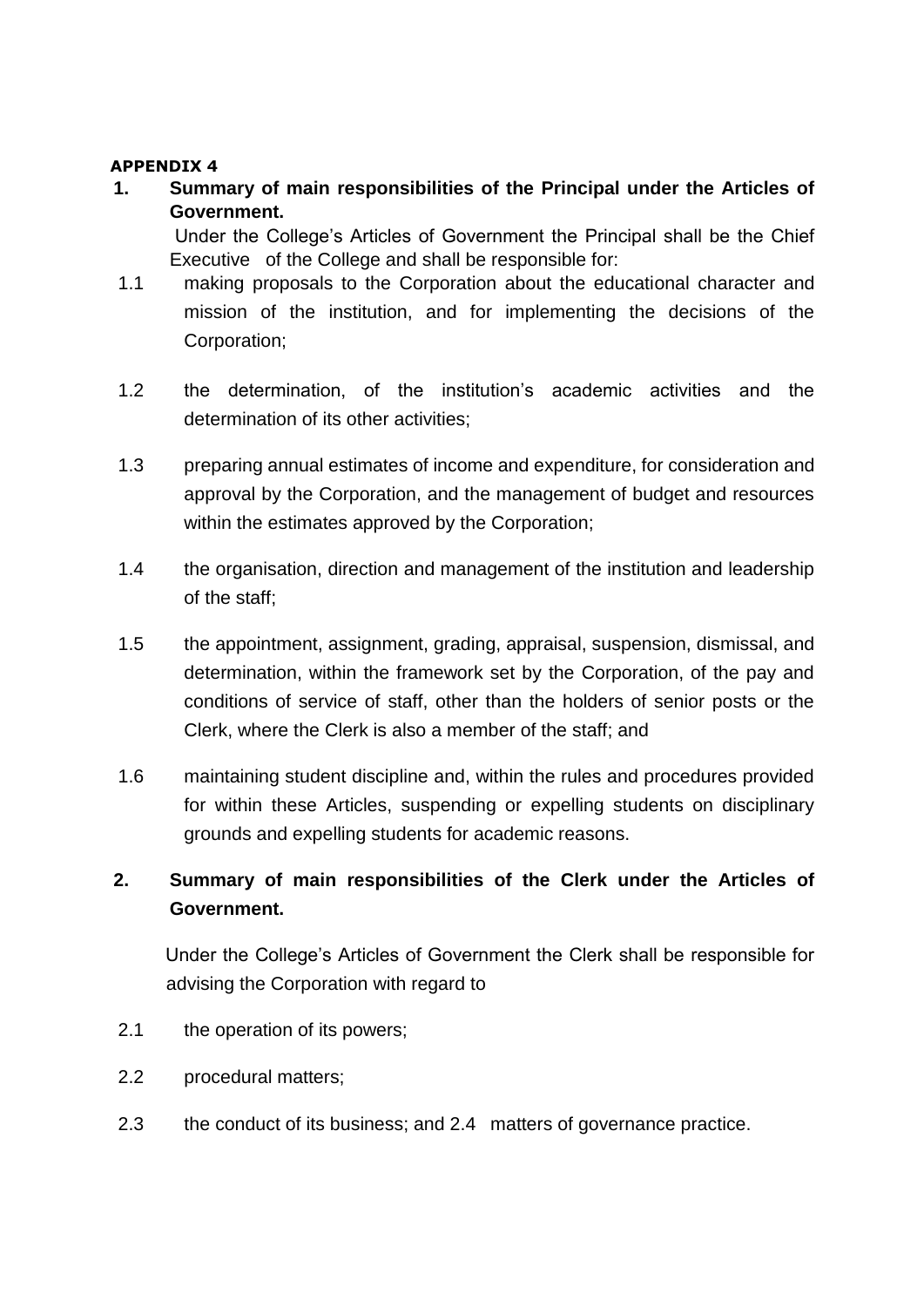**APPENDIX 4**

**1. Summary of main responsibilities of the Principal under the Articles of Government.**

Under the College's Articles of Government the Principal shall be the Chief Executive of the College and shall be responsible for:

1.1 making proposals to the Corporation about the educational character and mission of the institution, and for implementing the decisions of the Corporation;

1.2 the determination, of the institution's academic activities and the determination of its other activities;

1.3 preparing annual estimates of income and expenditure, for consideration and approval by the Corporation, and the management of budget and resources within the estimates approved by the Corporation;

1.4 the organisation, direction and management of the institution and leadership of the staff;

1.5 the appointment, assignment, grading, appraisal, suspension, dismissal, and determination, within the framework set by the Corporation, of the pay and conditions of service of staff, other than the holders of senior posts or the Clerk, where the Clerk is also a member of the staff; and

1.6 maintaining student discipline and, within the rules and procedures provided for within these Articles, suspending or expelling students on disciplinary grounds and expelling students for academic reasons.

**2. Summary of main responsibilities of the Clerk under the Articles of Government.**

Under the College's Articles of Government the Clerk shall be responsible for advising the Corporation with regard to

2.1 the operation of its powers;

2.2 procedural matters;

2.3 the conduct of its business; and 2.4 matters of governance practice.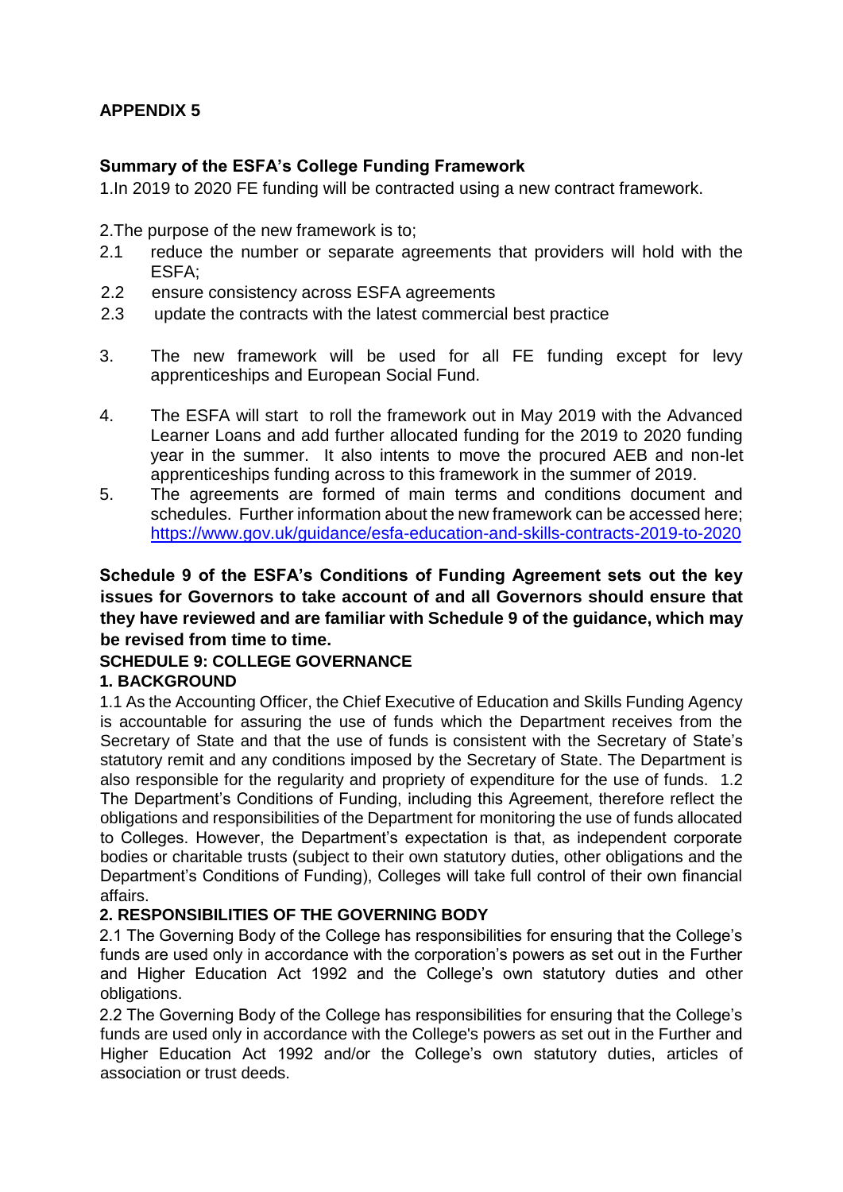## APPENDIX 5

### Summary of the ESFA's College Funding Framework

1.In 2019 to 2020 FE funding will be contracted using a new contract framework.

2.The purpose of the new framework is to;

2.1 reduce the number or separate agreements that providers will hold with the ESFA;

2.2 ensure consistency across ESFA agreements

2.3 update the contracts with the latest commercial best practice

3. The new framework will be used for all FE funding except for levy apprenticeships and European Social Fund.

4. The ESFA will start to roll the framework out in May 2019 with the Advanced Learner Loans and add further allocated funding for the 2019 to 2020 funding year in the summer. It also intents to move the procured AEB and non-let apprenticeships funding across to this framework in the summer of 2019.

5. The agreements are formed of main terms and conditions document and schedules. Further information about the new framework can be accessed here; https://www.gov.uk/guidance/esfa-education-and-skills-contracts-2019-to-2020

**Schedule 9 of the ESFA's Conditions of Funding Agreement sets out the key issues for Governors to take account of and all Governors should ensure that they have reviewed and are familiar with Schedule 9 of the guidance, which may be revised from time to time.**

**SCHEDULE 9: COLLEGE GOVERNANCE**

**1. BACKGROUND**

1.1 As the Accounting Officer, the Chief Executive of Education and Skills Funding Agency is accountable for assuring the use of funds which the Department receives from the Secretary of State and that the use of funds is consistent with the Secretary of State's statutory remit and any conditions imposed by the Secretary of State. The Department is also responsible for the regularity and propriety of expenditure for the use of funds. 1.2 The Department's Conditions of Funding, including this Agreement, therefore reflect the obligations and responsibilities of the Department for monitoring the use of funds allocated to Colleges. However, the Department's expectation is that, as independent corporate bodies or charitable trusts (subject to their own statutory duties, other obligations and the Department's Conditions of Funding), Colleges will take full control of their own financial affairs.

**2. RESPONSIBILITIES OF THE GOVERNING BODY**

2.1 The Governing Body of the College has responsibilities for ensuring that the College's funds are used only in accordance with the corporation's powers as set out in the Further and Higher Education Act 1992 and the College's own statutory duties and other obligations.

2.2 The Governing Body of the College has responsibilities for ensuring that the College's funds are used only in accordance with the College's powers as set out in the Further and Higher Education Act 1992 and/or the College's own statutory duties, articles of association or trust deeds.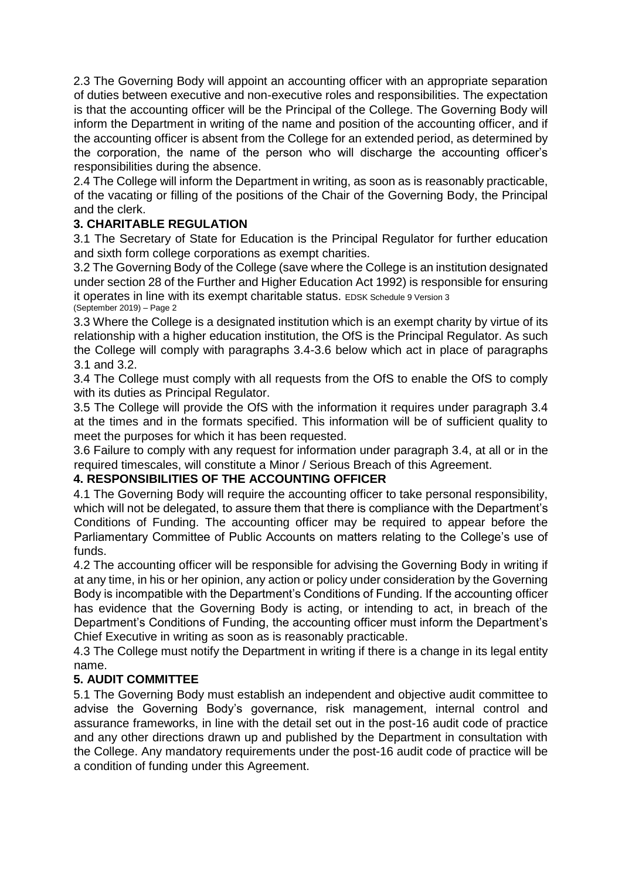2.3 The Governing Body will appoint an accounting officer with an appropriate separation of duties between executive and non-executive roles and responsibilities. The expectation is that the accounting officer will be the Principal of the College. The Governing Body will inform the Department in writing of the name and position of the accounting officer, and if the accounting officer is absent from the College for an extended period, as determined by the corporation, the name of the person who will discharge the accounting officer's responsibilities during the absence.

2.4 The College will inform the Department in writing, as soon as is reasonably practicable, of the vacating or filling of the positions of the Chair of the Governing Body, the Principal and the clerk.

## 3. CHARITABLE REGULATION

3.1 The Secretary of State for Education is the Principal Regulator for further education and sixth form college corporations as exempt charities.

3.2 The Governing Body of the College (save where the College is an institution designated under section 28 of the Further and Higher Education Act 1992) is responsible for ensuring it operates in line with its exempt charitable status.

3.3 Where the College is a designated institution which is an exempt charity by virtue of its relationship with a higher education institution, the OfS is the Principal Regulator. As such the College will comply with paragraphs 3.4-3.6 below which act in place of paragraphs 3.1 and 3.2.

3.4 The College must comply with all requests from the OfS to enable the OfS to comply with its duties as Principal Regulator.

3.5 The College will provide the OfS with the information it requires under paragraph 3.4 at the times and in the formats specified. This information will be of sufficient quality to meet the purposes for which it has been requested.

3.6 Failure to comply with any request for information under paragraph 3.4, at all or in the required timescales, will constitute a Minor / Serious Breach of this Agreement.

## 4. RESPONSIBILITIES OF THE ACCOUNTING OFFICER

4.1 The Governing Body will require the accounting officer to take personal responsibility, which will not be delegated, to assure them that there is compliance with the Department's Conditions of Funding. The accounting officer may be required to appear before the Parliamentary Committee of Public Accounts on matters relating to the College's use of funds.

4.2 The accounting officer will be responsible for advising the Governing Body in writing if at any time, in his or her opinion, any action or policy under consideration by the Governing Body is incompatible with the Department's Conditions of Funding. If the accounting officer has evidence that the Governing Body is acting, or intending to act, in breach of the Department's Conditions of Funding, the accounting officer must inform the Department's Chief Executive in writing as soon as is reasonably practicable.

4.3 The College must notify the Department in writing if there is a change in its legal entity name.

## 5. AUDIT COMMITTEE

5.1 The Governing Body must establish an independent and objective audit committee to advise the Governing Body's governance, risk management, internal control and assurance frameworks, in line with the detail set out in the post-16 audit code of practice and any other directions drawn up and published by the Department in consultation with the College. Any mandatory requirements under the post-16 audit code of practice will be a condition of funding under this Agreement.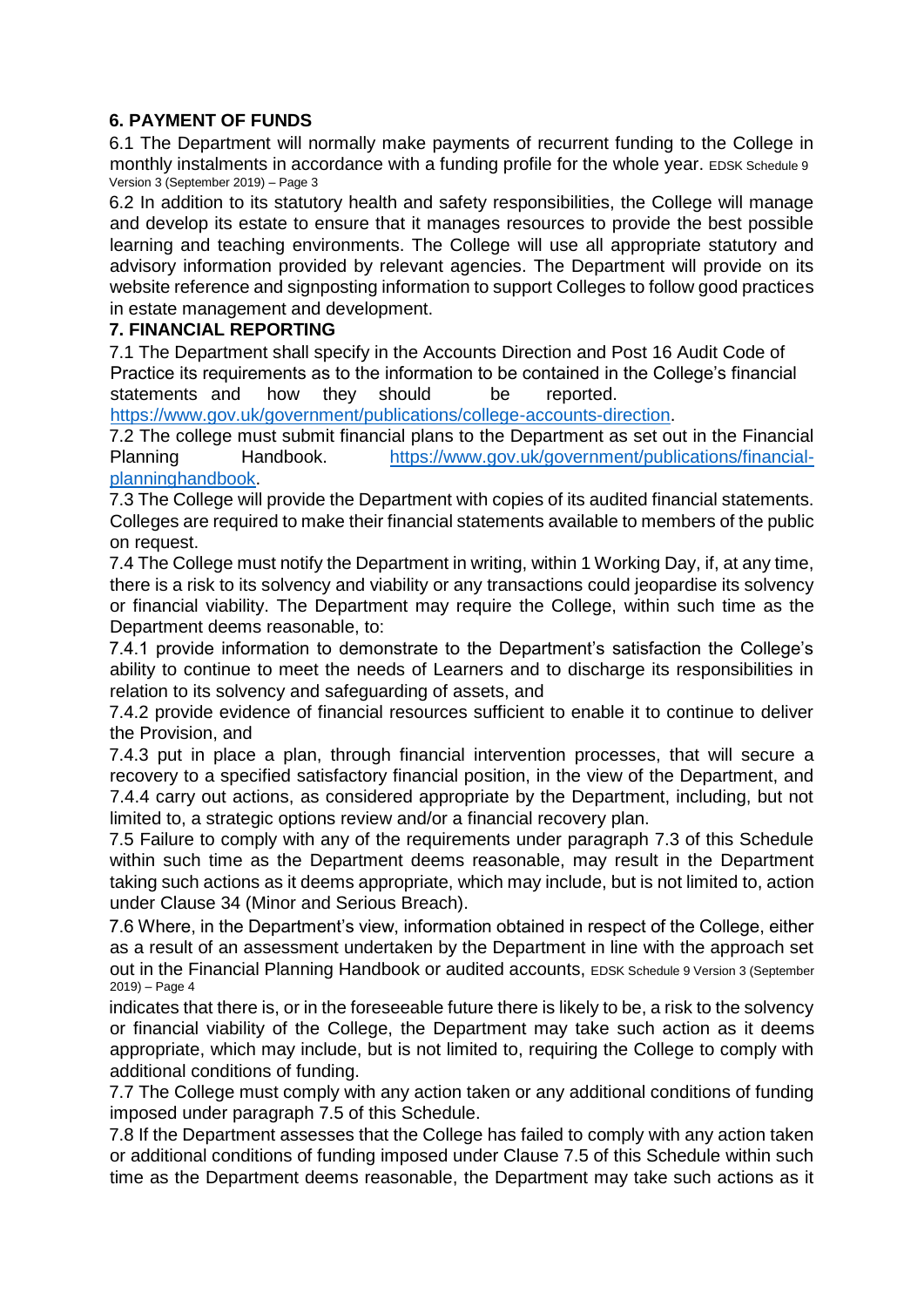## 6. PAYMENT OF FUNDS

6.1 The Department will normally make payments of recurrent funding to the College in monthly instalments in accordance with a funding profile for the whole year.

6.2 In addition to its statutory health and safety responsibilities, the College will manage and develop its estate to ensure that it manages resources to provide the best possible learning and teaching environments. The College will use all appropriate statutory and advisory information provided by relevant agencies. The Department will provide on its website reference and signposting information to support Colleges to follow good practices in estate management and development.

## 7. FINANCIAL REPORTING

7.1 The Department shall specify in the Accounts Direction and Post 16 Audit Code of Practice its requirements as to the information to be contained in the College's financial statements and how they should be reported. https://www.gov.uk/government/publications/college-accounts-direction.

7.2 The college must submit financial plans to the Department as set out in the Financial Planning Handbook. https://www.gov.uk/government/publications/financial-planninghandbook.

7.3 The College will provide the Department with copies of its audited financial statements. Colleges are required to make their financial statements available to members of the public on request.

7.4 The College must notify the Department in writing, within 1 Working Day, if, at any time, there is a risk to its solvency and viability or any transactions could jeopardise its solvency or financial viability. The Department may require the College, within such time as the Department deems reasonable, to:

7.4.1 provide information to demonstrate to the Department's satisfaction the College's ability to continue to meet the needs of Learners and to discharge its responsibilities in relation to its solvency and safeguarding of assets, and

7.4.2 provide evidence of financial resources sufficient to enable it to continue to deliver the Provision, and

7.4.3 put in place a plan, through financial intervention processes, that will secure a recovery to a specified satisfactory financial position, in the view of the Department, and

7.4.4 carry out actions, as considered appropriate by the Department, including, but not limited to, a strategic options review and/or a financial recovery plan.

7.5 Failure to comply with any of the requirements under paragraph 7.3 of this Schedule within such time as the Department deems reasonable, may result in the Department taking such actions as it deems appropriate, which may include, but is not limited to, action under Clause 34 (Minor and Serious Breach).

7.6 Where, in the Department's view, information obtained in respect of the College, either as a result of an assessment undertaken by the Department in line with the approach set out in the Financial Planning Handbook or audited accounts, indicates that there is, or in the foreseeable future there is likely to be, a risk to the solvency or financial viability of the College, the Department may take such action as it deems appropriate, which may include, but is not limited to, requiring the College to comply with additional conditions of funding.

7.7 The College must comply with any action taken or any additional conditions of funding imposed under paragraph 7.5 of this Schedule.

7.8 If the Department assesses that the College has failed to comply with any action taken or additional conditions of funding imposed under Clause 7.5 of this Schedule within such time as the Department deems reasonable, the Department may take such actions as it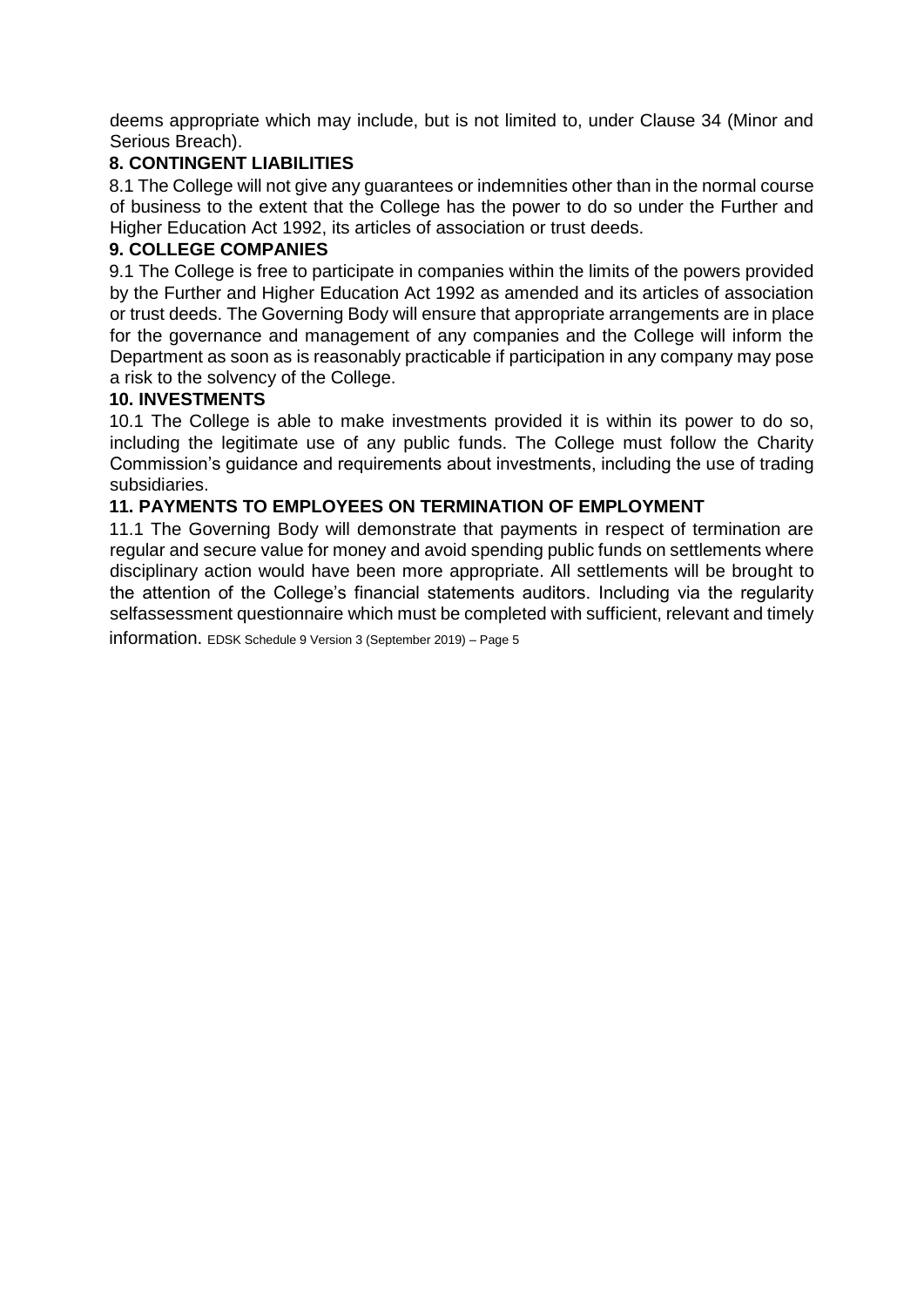deems appropriate which may include, but is not limited to, under Clause 34 (Minor and Serious Breach).

## 8. CONTINGENT LIABILITIES

8.1 The College will not give any guarantees or indemnities other than in the normal course of business to the extent that the College has the power to do so under the Further and Higher Education Act 1992, its articles of association or trust deeds.

## 9. COLLEGE COMPANIES

9.1 The College is free to participate in companies within the limits of the powers provided by the Further and Higher Education Act 1992 as amended and its articles of association or trust deeds. The Governing Body will ensure that appropriate arrangements are in place for the governance and management of any companies and the College will inform the Department as soon as is reasonably practicable if participation in any company may pose a risk to the solvency of the College.

## 10. INVESTMENTS

10.1 The College is able to make investments provided it is within its power to do so, including the legitimate use of any public funds. The College must follow the Charity Commission's guidance and requirements about investments, including the use of trading subsidiaries.

## 11. PAYMENTS TO EMPLOYEES ON TERMINATION OF EMPLOYMENT

11.1 The Governing Body will demonstrate that payments in respect of termination are regular and secure value for money and avoid spending public funds on settlements where disciplinary action would have been more appropriate. All settlements will be brought to the attention of the College's financial statements auditors. Including via the regularity selfassessment questionnaire which must be completed with sufficient, relevant and timely information.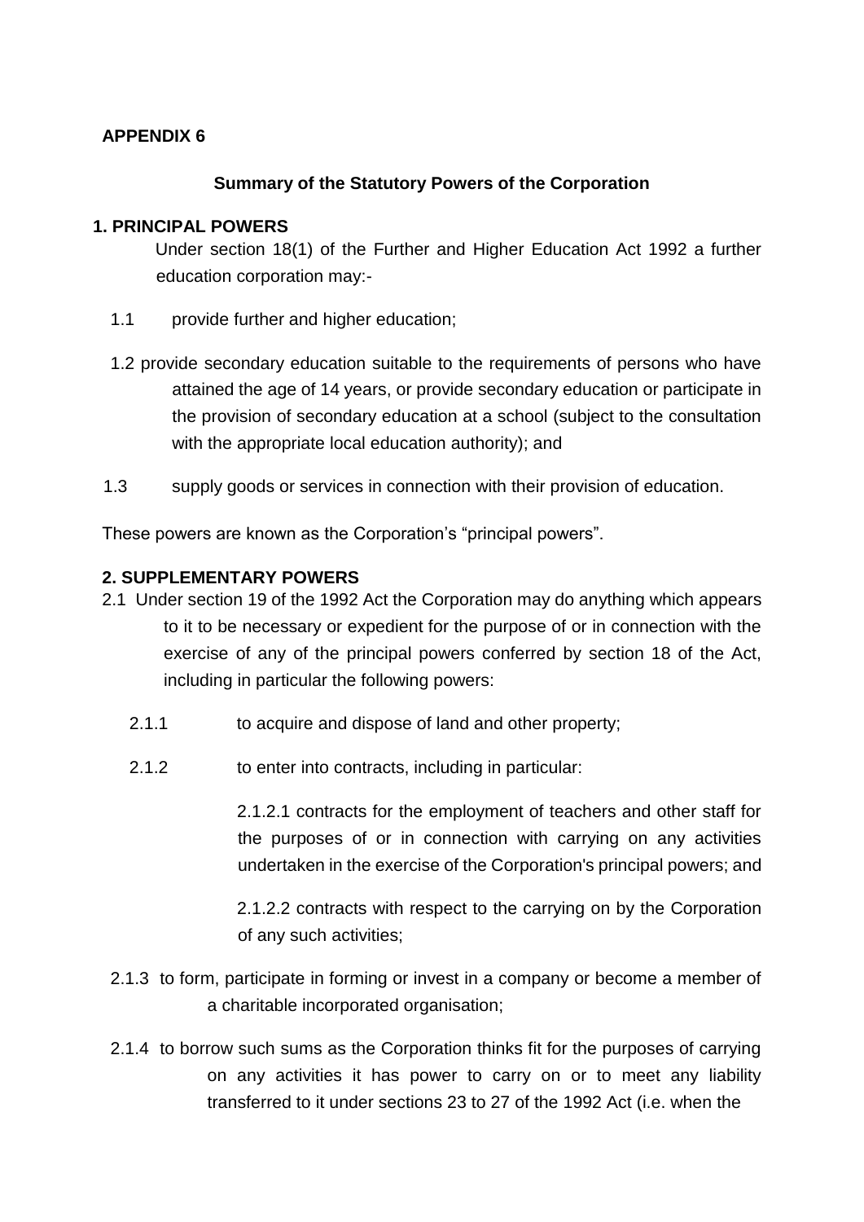**APPENDIX 6**

**Summary of the Statutory Powers of the Corporation**

**1. PRINCIPAL POWERS**

Under section 18(1) of the Further and Higher Education Act 1992 a further education corporation may:-

1.1 provide further and higher education;

1.2 provide secondary education suitable to the requirements of persons who have attained the age of 14 years, or provide secondary education or participate in the provision of secondary education at a school (subject to the consultation with the appropriate local education authority); and

1.3 supply goods or services in connection with their provision of education.

These powers are known as the Corporation's "principal powers".

**2. SUPPLEMENTARY POWERS**

2.1 Under section 19 of the 1992 Act the Corporation may do anything which appears to it to be necessary or expedient for the purpose of or in connection with the exercise of any of the principal powers conferred by section 18 of the Act, including in particular the following powers:

2.1.1 to acquire and dispose of land and other property;

2.1.2 to enter into contracts, including in particular:

2.1.2.1 contracts for the employment of teachers and other staff for the purposes of or in connection with carrying on any activities undertaken in the exercise of the Corporation's principal powers; and

2.1.2.2 contracts with respect to the carrying on by the Corporation of any such activities;

2.1.3 to form, participate in forming or invest in a company or become a member of a charitable incorporated organisation;

2.1.4 to borrow such sums as the Corporation thinks fit for the purposes of carrying on any activities it has power to carry on or to meet any liability transferred to it under sections 23 to 27 of the 1992 Act (i.e. when the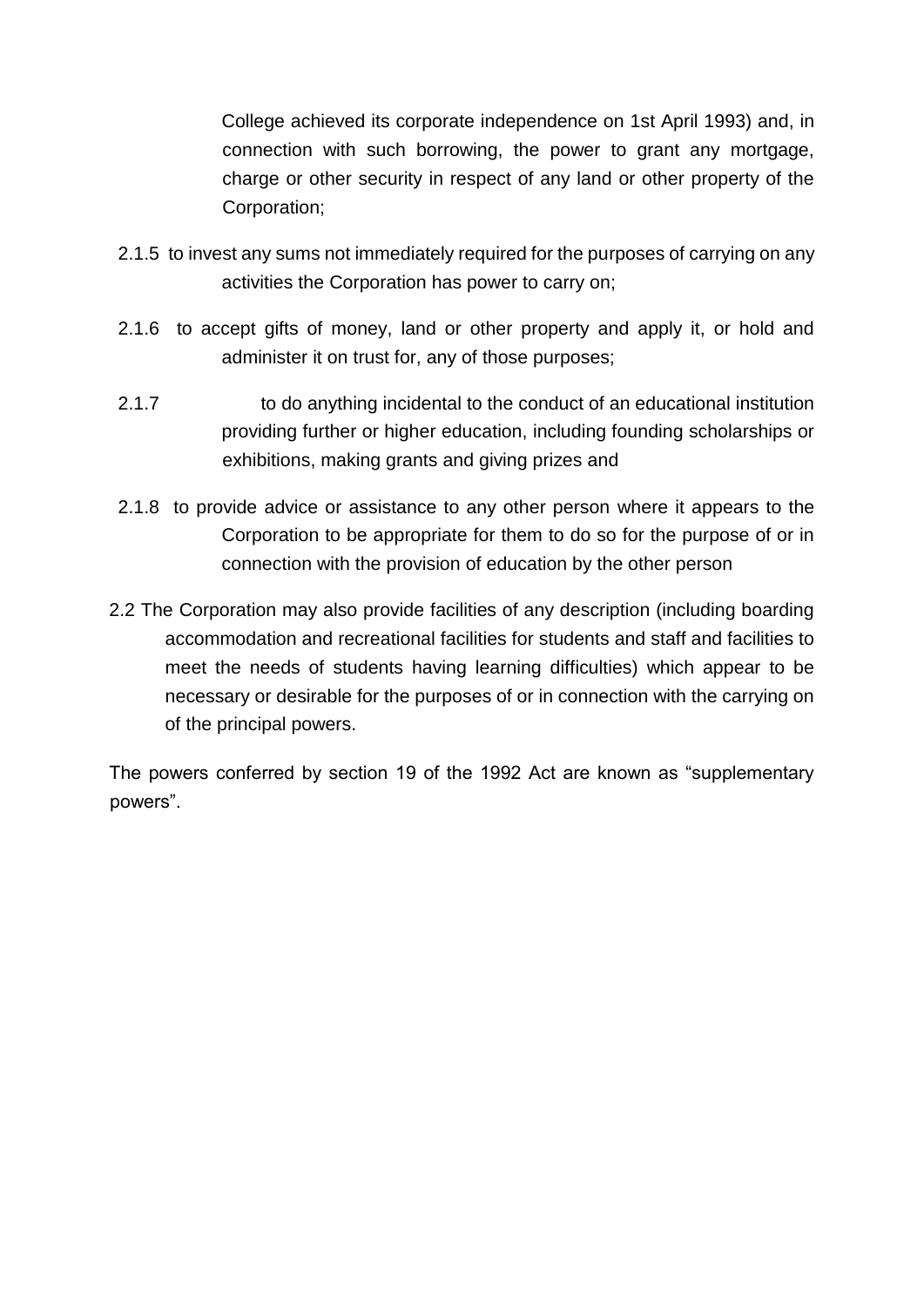College achieved its corporate independence on 1st April 1993) and, in connection with such borrowing, the power to grant any mortgage, charge or other security in respect of any land or other property of the Corporation;

2.1.5 to invest any sums not immediately required for the purposes of carrying on any activities the Corporation has power to carry on;

2.1.6 to accept gifts of money, land or other property and apply it, or hold and administer it on trust for, any of those purposes;

2.1.7 to do anything incidental to the conduct of an educational institution providing further or higher education, including founding scholarships or exhibitions, making grants and giving prizes and

2.1.8 to provide advice or assistance to any other person where it appears to the Corporation to be appropriate for them to do so for the purpose of or in connection with the provision of education by the other person

2.2 The Corporation may also provide facilities of any description (including boarding accommodation and recreational facilities for students and staff and facilities to meet the needs of students having learning difficulties) which appear to be necessary or desirable for the purposes of or in connection with the carrying on of the principal powers.

The powers conferred by section 19 of the 1992 Act are known as "supplementary powers".